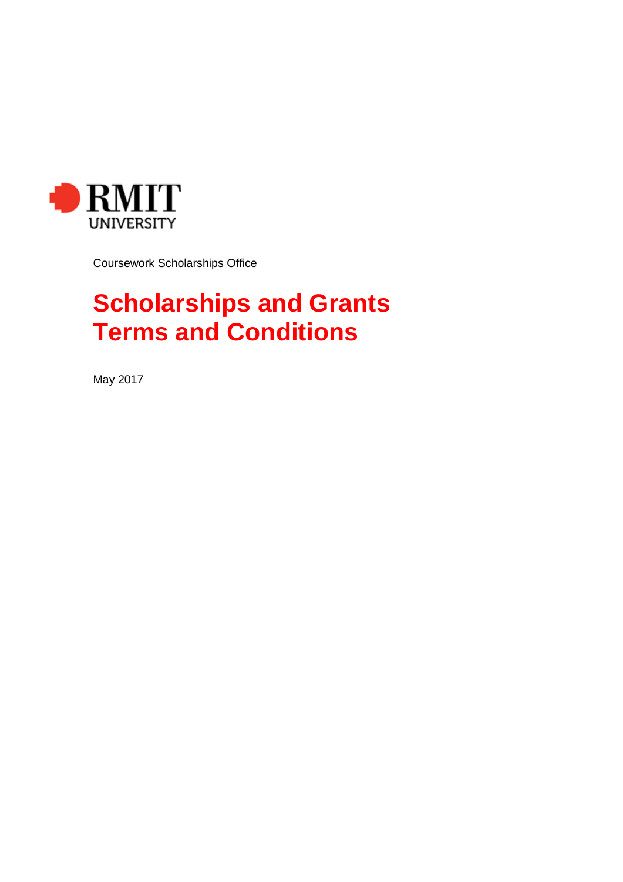RMIT UNIVERSITY

Coursework Scholarships Office

# Scholarships and Grants Terms and Conditions

May 2017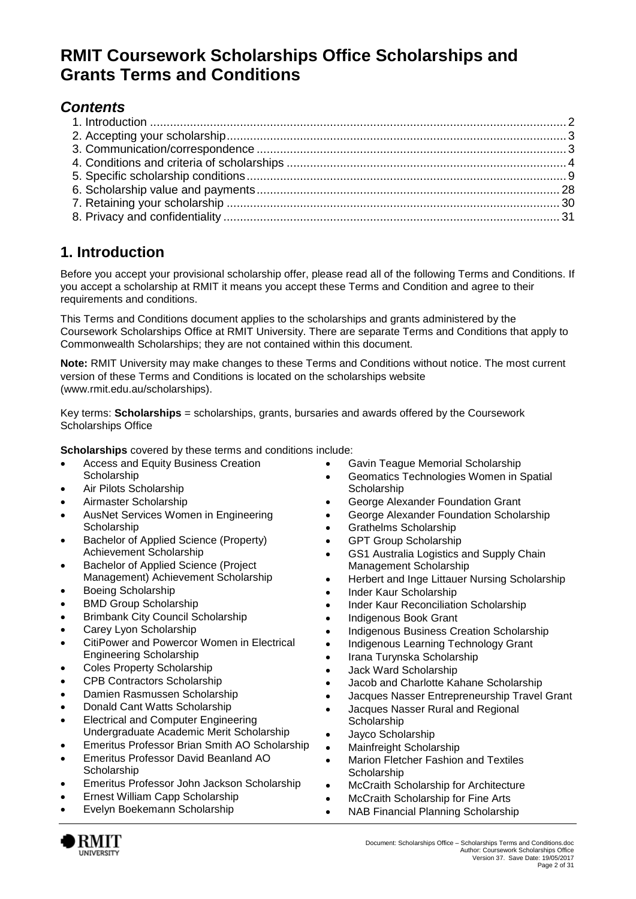# RMIT Coursework Scholarships Office Scholarships and Grants Terms and Conditions

## *Contents*

1. Introduction ........ 2
2. Accepting your scholarship ........ 3
3. Communication/correspondence ........ 3
4. Conditions and criteria of scholarships ........ 4
5. Specific scholarship conditions ........ 9
6. Scholarship value and payments ........ 28
7. Retaining your scholarship ........ 30
8. Privacy and confidentiality ........ 31

## 1. Introduction

Before you accept your provisional scholarship offer, please read all of the following Terms and Conditions. If you accept a scholarship at RMIT it means you accept these Terms and Condition and agree to their requirements and conditions.

This Terms and Conditions document applies to the scholarships and grants administered by the Coursework Scholarships Office at RMIT University. There are separate Terms and Conditions that apply to Commonwealth Scholarships; they are not contained within this document.

**Note:** RMIT University may make changes to these Terms and Conditions without notice. The most current version of these Terms and Conditions is located on the scholarships website (www.rmit.edu.au/scholarships).

Key terms: **Scholarships** = scholarships, grants, bursaries and awards offered by the Coursework Scholarships Office

**Scholarships** covered by these terms and conditions include:

- Access and Equity Business Creation Scholarship
- Air Pilots Scholarship
- Airmaster Scholarship
- AusNet Services Women in Engineering Scholarship
- Bachelor of Applied Science (Property) Achievement Scholarship
- Bachelor of Applied Science (Project Management) Achievement Scholarship
- Boeing Scholarship
- BMD Group Scholarship
- Brimbank City Council Scholarship
- Carey Lyon Scholarship
- CitiPower and Powercor Women in Electrical Engineering Scholarship
- Coles Property Scholarship
- CPB Contractors Scholarship
- Damien Rasmussen Scholarship
- Donald Cant Watts Scholarship
- Electrical and Computer Engineering Undergraduate Academic Merit Scholarship
- Emeritus Professor Brian Smith AO Scholarship
- Emeritus Professor David Beanland AO Scholarship
- Emeritus Professor John Jackson Scholarship
- Ernest William Capp Scholarship
- Evelyn Boekemann Scholarship
- Gavin Teague Memorial Scholarship
- Geomatics Technologies Women in Spatial Scholarship
- George Alexander Foundation Grant
- George Alexander Foundation Scholarship
- Grathelms Scholarship
- GPT Group Scholarship
- GS1 Australia Logistics and Supply Chain Management Scholarship
- Herbert and Inge Littauer Nursing Scholarship
- Inder Kaur Scholarship
- Inder Kaur Reconciliation Scholarship
- Indigenous Book Grant
- Indigenous Business Creation Scholarship
- Indigenous Learning Technology Grant
- Irana Turynska Scholarship
- Jack Ward Scholarship
- Jacob and Charlotte Kahane Scholarship
- Jacques Nasser Entrepreneurship Travel Grant
- Jacques Nasser Rural and Regional Scholarship
- Jayco Scholarship
- Mainfreight Scholarship
- Marion Fletcher Fashion and Textiles Scholarship
- McCraith Scholarship for Architecture
- McCraith Scholarship for Fine Arts
- NAB Financial Planning Scholarship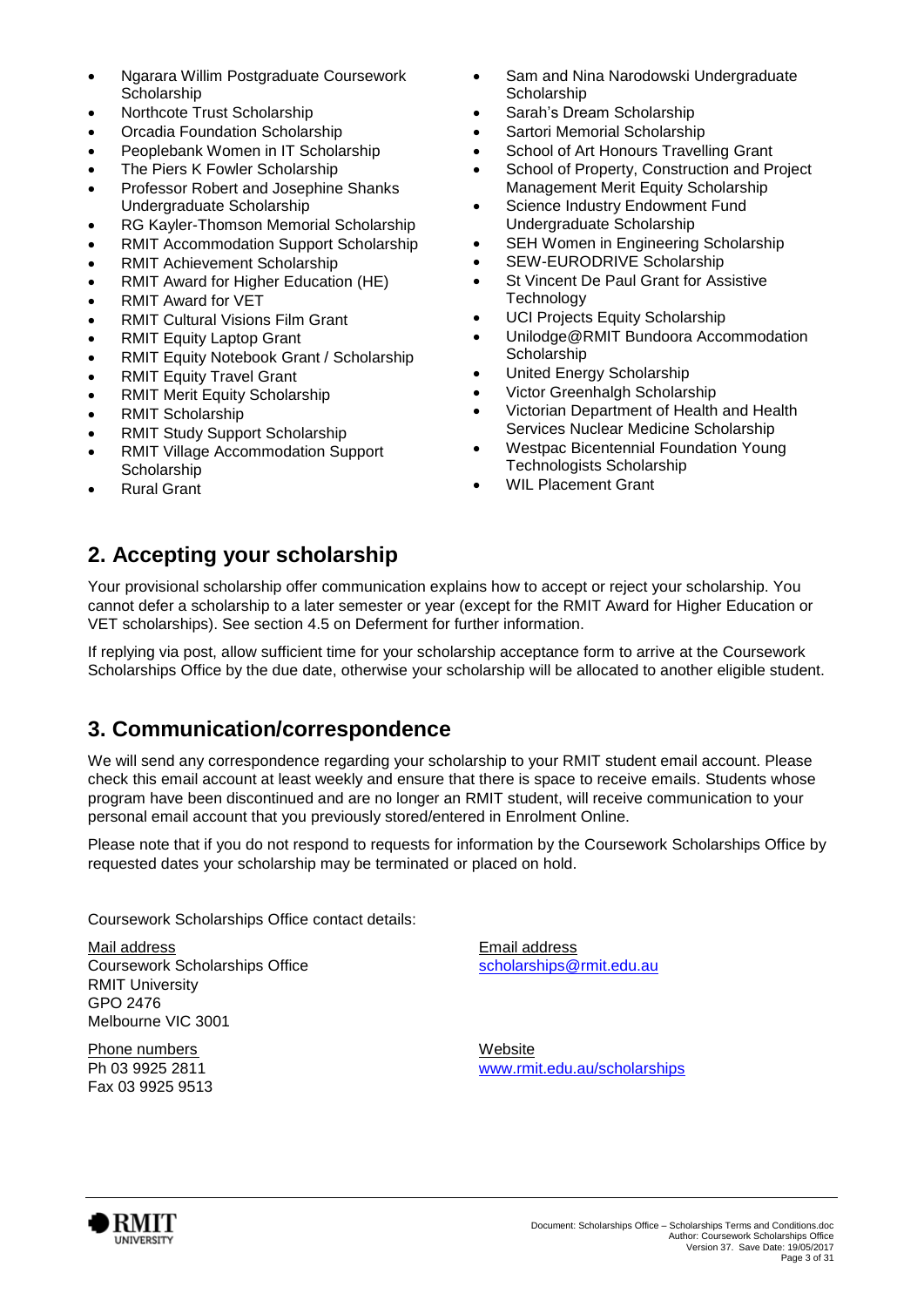- Ngarara Willim Postgraduate Coursework Scholarship
- Northcote Trust Scholarship
- Orcadia Foundation Scholarship
- Peoplebank Women in IT Scholarship
- The Piers K Fowler Scholarship
- Professor Robert and Josephine Shanks Undergraduate Scholarship
- RG Kayler-Thomson Memorial Scholarship
- RMIT Accommodation Support Scholarship
- RMIT Achievement Scholarship
- RMIT Award for Higher Education (HE)
- RMIT Award for VET
- RMIT Cultural Visions Film Grant
- RMIT Equity Laptop Grant
- RMIT Equity Notebook Grant / Scholarship
- RMIT Equity Travel Grant
- RMIT Merit Equity Scholarship
- RMIT Scholarship
- RMIT Study Support Scholarship
- RMIT Village Accommodation Support Scholarship
- Rural Grant
- Sam and Nina Narodowski Undergraduate Scholarship
- Sarah's Dream Scholarship
- Sartori Memorial Scholarship
- School of Art Honours Travelling Grant
- School of Property, Construction and Project Management Merit Equity Scholarship
- Science Industry Endowment Fund Undergraduate Scholarship
- SEH Women in Engineering Scholarship
- SEW-EURODRIVE Scholarship
- St Vincent De Paul Grant for Assistive Technology
- UCI Projects Equity Scholarship
- Unilodge@RMIT Bundoora Accommodation Scholarship
- United Energy Scholarship
- Victor Greenhalgh Scholarship
- Victorian Department of Health and Health Services Nuclear Medicine Scholarship
- Westpac Bicentennial Foundation Young Technologists Scholarship
- WIL Placement Grant

## 2. Accepting your scholarship

Your provisional scholarship offer communication explains how to accept or reject your scholarship. You cannot defer a scholarship to a later semester or year (except for the RMIT Award for Higher Education or VET scholarships). See section 4.5 on Deferment for further information.

If replying via post, allow sufficient time for your scholarship acceptance form to arrive at the Coursework Scholarships Office by the due date, otherwise your scholarship will be allocated to another eligible student.

## 3. Communication/correspondence

We will send any correspondence regarding your scholarship to your RMIT student email account. Please check this email account at least weekly and ensure that there is space to receive emails. Students whose program have been discontinued and are no longer an RMIT student, will receive communication to your personal email account that you previously stored/entered in Enrolment Online.

Please note that if you do not respond to requests for information by the Coursework Scholarships Office by requested dates your scholarship may be terminated or placed on hold.

Coursework Scholarships Office contact details:

Mail address
Coursework Scholarships Office
RMIT University
GPO 2476
Melbourne VIC 3001

Phone numbers
Ph 03 9925 2811
Fax 03 9925 9513

Email address
scholarships@rmit.edu.au

Website
www.rmit.edu.au/scholarships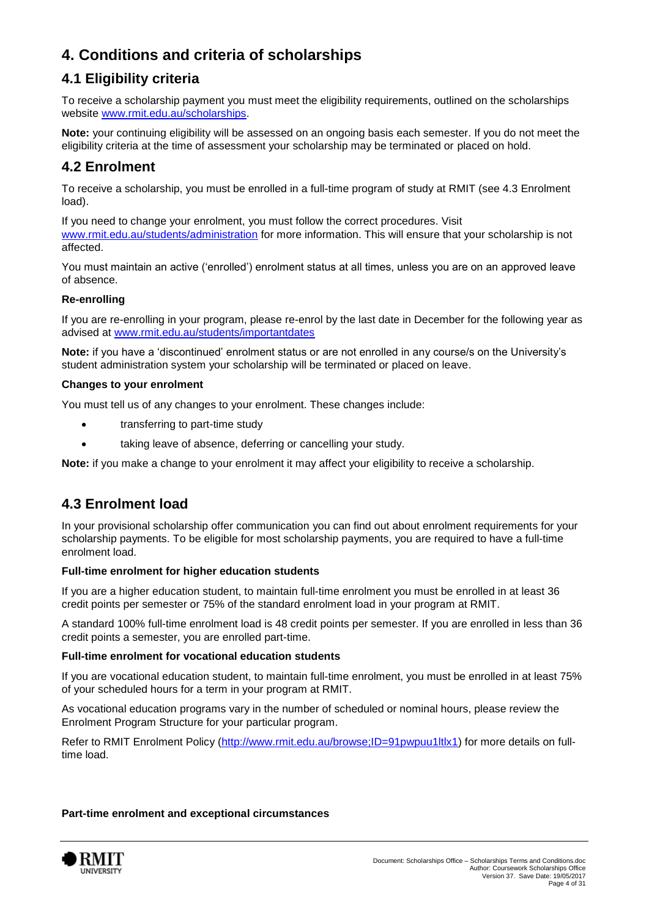# 4. Conditions and criteria of scholarships

## 4.1 Eligibility criteria

To receive a scholarship payment you must meet the eligibility requirements, outlined on the scholarships website [www.rmit.edu.au/scholarships](www.rmit.edu.au/scholarships).

**Note:** your continuing eligibility will be assessed on an ongoing basis each semester. If you do not meet the eligibility criteria at the time of assessment your scholarship may be terminated or placed on hold.

## 4.2 Enrolment

To receive a scholarship, you must be enrolled in a full-time program of study at RMIT (see 4.3 Enrolment load).

If you need to change your enrolment, you must follow the correct procedures. Visit [www.rmit.edu.au/students/administration](www.rmit.edu.au/students/administration) for more information. This will ensure that your scholarship is not affected.

You must maintain an active ('enrolled') enrolment status at all times, unless you are on an approved leave of absence.

**Re-enrolling**

If you are re-enrolling in your program, please re-enrol by the last date in December for the following year as advised at [www.rmit.edu.au/students/importantdates](www.rmit.edu.au/students/importantdates)

**Note:** if you have a 'discontinued' enrolment status or are not enrolled in any course/s on the University's student administration system your scholarship will be terminated or placed on leave.

**Changes to your enrolment**

You must tell us of any changes to your enrolment. These changes include:

- transferring to part-time study
- taking leave of absence, deferring or cancelling your study.

**Note:** if you make a change to your enrolment it may affect your eligibility to receive a scholarship.

## 4.3 Enrolment load

In your provisional scholarship offer communication you can find out about enrolment requirements for your scholarship payments. To be eligible for most scholarship payments, you are required to have a full-time enrolment load.

**Full-time enrolment for higher education students**

If you are a higher education student, to maintain full-time enrolment you must be enrolled in at least 36 credit points per semester or 75% of the standard enrolment load in your program at RMIT.

A standard 100% full-time enrolment load is 48 credit points per semester. If you are enrolled in less than 36 credit points a semester, you are enrolled part-time.

**Full-time enrolment for vocational education students**

If you are vocational education student, to maintain full-time enrolment, you must be enrolled in at least 75% of your scheduled hours for a term in your program at RMIT.

As vocational education programs vary in the number of scheduled or nominal hours, please review the Enrolment Program Structure for your particular program.

Refer to RMIT Enrolment Policy ([http://www.rmit.edu.au/browse;ID=91pwpuu1ltlx1](http://www.rmit.edu.au/browse;ID=91pwpuu1ltlx1)) for more details on full-time load.

**Part-time enrolment and exceptional circumstances**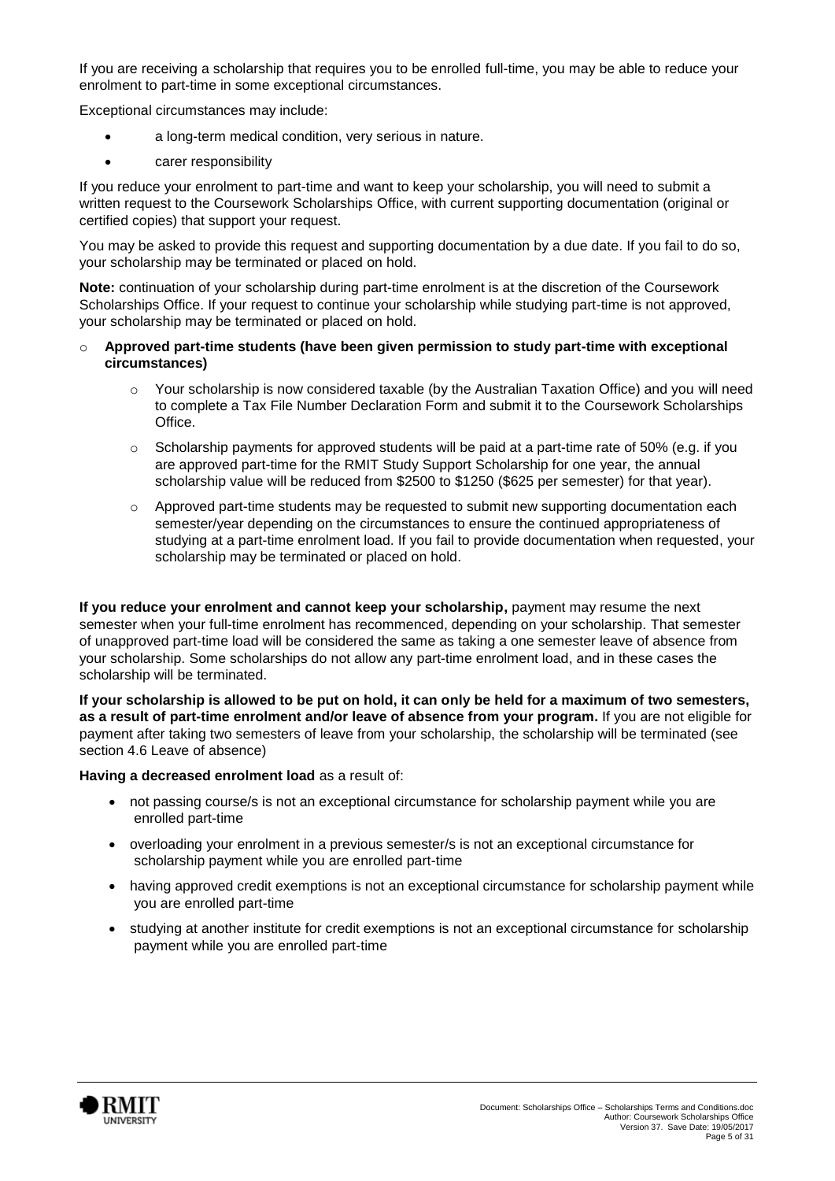If you are receiving a scholarship that requires you to be enrolled full-time, you may be able to reduce your enrolment to part-time in some exceptional circumstances.

Exceptional circumstances may include:

- a long-term medical condition, very serious in nature.
- carer responsibility

If you reduce your enrolment to part-time and want to keep your scholarship, you will need to submit a written request to the Coursework Scholarships Office, with current supporting documentation (original or certified copies) that support your request.

You may be asked to provide this request and supporting documentation by a due date. If you fail to do so, your scholarship may be terminated or placed on hold.

**Note:** continuation of your scholarship during part-time enrolment is at the discretion of the Coursework Scholarships Office. If your request to continue your scholarship while studying part-time is not approved, your scholarship may be terminated or placed on hold.

- **Approved part-time students (have been given permission to study part-time with exceptional circumstances)**
  - Your scholarship is now considered taxable (by the Australian Taxation Office) and you will need to complete a Tax File Number Declaration Form and submit it to the Coursework Scholarships Office.
  - Scholarship payments for approved students will be paid at a part-time rate of 50% (e.g. if you are approved part-time for the RMIT Study Support Scholarship for one year, the annual scholarship value will be reduced from $2500 to $1250 ($625 per semester) for that year).
  - Approved part-time students may be requested to submit new supporting documentation each semester/year depending on the circumstances to ensure the continued appropriateness of studying at a part-time enrolment load. If you fail to provide documentation when requested, your scholarship may be terminated or placed on hold.

**If you reduce your enrolment and cannot keep your scholarship,** payment may resume the next semester when your full-time enrolment has recommenced, depending on your scholarship. That semester of unapproved part-time load will be considered the same as taking a one semester leave of absence from your scholarship. Some scholarships do not allow any part-time enrolment load, and in these cases the scholarship will be terminated.

**If your scholarship is allowed to be put on hold, it can only be held for a maximum of two semesters, as a result of part-time enrolment and/or leave of absence from your program.** If you are not eligible for payment after taking two semesters of leave from your scholarship, the scholarship will be terminated (see section 4.6 Leave of absence)

**Having a decreased enrolment load** as a result of:

- not passing course/s is not an exceptional circumstance for scholarship payment while you are enrolled part-time
- overloading your enrolment in a previous semester/s is not an exceptional circumstance for scholarship payment while you are enrolled part-time
- having approved credit exemptions is not an exceptional circumstance for scholarship payment while you are enrolled part-time
- studying at another institute for credit exemptions is not an exceptional circumstance for scholarship payment while you are enrolled part-time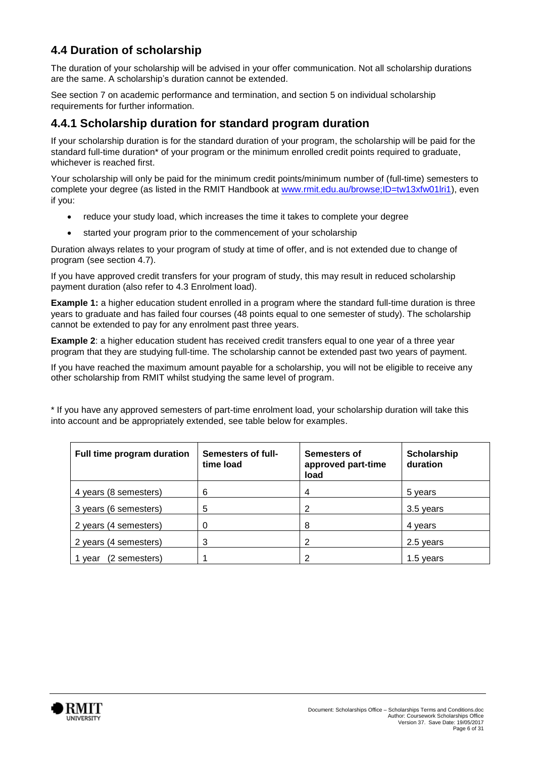## 4.4 Duration of scholarship

The duration of your scholarship will be advised in your offer communication. Not all scholarship durations are the same. A scholarship's duration cannot be extended.

See section 7 on academic performance and termination, and section 5 on individual scholarship requirements for further information.

### 4.4.1 Scholarship duration for standard program duration

If your scholarship duration is for the standard duration of your program, the scholarship will be paid for the standard full-time duration* of your program or the minimum enrolled credit points required to graduate, whichever is reached first.

Your scholarship will only be paid for the minimum credit points/minimum number of (full-time) semesters to complete your degree (as listed in the RMIT Handbook at www.rmit.edu.au/browse;ID=tw13xfw01lri1), even if you:

- reduce your study load, which increases the time it takes to complete your degree
- started your program prior to the commencement of your scholarship

Duration always relates to your program of study at time of offer, and is not extended due to change of program (see section 4.7).

If you have approved credit transfers for your program of study, this may result in reduced scholarship payment duration (also refer to 4.3 Enrolment load).

**Example 1:** a higher education student enrolled in a program where the standard full-time duration is three years to graduate and has failed four courses (48 points equal to one semester of study). The scholarship cannot be extended to pay for any enrolment past three years.

**Example 2**: a higher education student has received credit transfers equal to one year of a three year program that they are studying full-time. The scholarship cannot be extended past two years of payment.

If you have reached the maximum amount payable for a scholarship, you will not be eligible to receive any other scholarship from RMIT whilst studying the same level of program.

* If you have any approved semesters of part-time enrolment load, your scholarship duration will take this into account and be appropriately extended, see table below for examples.

| Full time program duration | Semesters of full-time load | Semesters of approved part-time load | Scholarship duration |
|---|---|---|---|
| 4 years (8 semesters) | 6 | 4 | 5 years |
| 3 years (6 semesters) | 5 | 2 | 3.5 years |
| 2 years (4 semesters) | 0 | 8 | 4 years |
| 2 years (4 semesters) | 3 | 2 | 2.5 years |
| 1 year (2 semesters) | 1 | 2 | 1.5 years |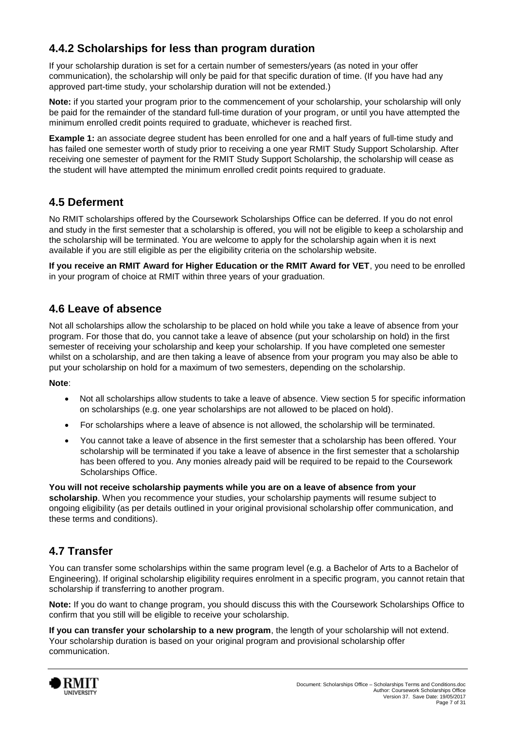### 4.4.2 Scholarships for less than program duration

If your scholarship duration is set for a certain number of semesters/years (as noted in your offer communication), the scholarship will only be paid for that specific duration of time. (If you have had any approved part-time study, your scholarship duration will not be extended.)

**Note:** if you started your program prior to the commencement of your scholarship, your scholarship will only be paid for the remainder of the standard full-time duration of your program, or until you have attempted the minimum enrolled credit points required to graduate, whichever is reached first.

**Example 1:** an associate degree student has been enrolled for one and a half years of full-time study and has failed one semester worth of study prior to receiving a one year RMIT Study Support Scholarship. After receiving one semester of payment for the RMIT Study Support Scholarship, the scholarship will cease as the student will have attempted the minimum enrolled credit points required to graduate.

## 4.5 Deferment

No RMIT scholarships offered by the Coursework Scholarships Office can be deferred. If you do not enrol and study in the first semester that a scholarship is offered, you will not be eligible to keep a scholarship and the scholarship will be terminated. You are welcome to apply for the scholarship again when it is next available if you are still eligible as per the eligibility criteria on the scholarship website.

**If you receive an RMIT Award for Higher Education or the RMIT Award for VET**, you need to be enrolled in your program of choice at RMIT within three years of your graduation.

## 4.6 Leave of absence

Not all scholarships allow the scholarship to be placed on hold while you take a leave of absence from your program. For those that do, you cannot take a leave of absence (put your scholarship on hold) in the first semester of receiving your scholarship and keep your scholarship. If you have completed one semester whilst on a scholarship, and are then taking a leave of absence from your program you may also be able to put your scholarship on hold for a maximum of two semesters, depending on the scholarship.

**Note**:

- Not all scholarships allow students to take a leave of absence. View section 5 for specific information on scholarships (e.g. one year scholarships are not allowed to be placed on hold).
- For scholarships where a leave of absence is not allowed, the scholarship will be terminated.
- You cannot take a leave of absence in the first semester that a scholarship has been offered. Your scholarship will be terminated if you take a leave of absence in the first semester that a scholarship has been offered to you. Any monies already paid will be required to be repaid to the Coursework Scholarships Office.

**You will not receive scholarship payments while you are on a leave of absence from your scholarship**. When you recommence your studies, your scholarship payments will resume subject to ongoing eligibility (as per details outlined in your original provisional scholarship offer communication, and these terms and conditions).

## 4.7 Transfer

You can transfer some scholarships within the same program level (e.g. a Bachelor of Arts to a Bachelor of Engineering). If original scholarship eligibility requires enrolment in a specific program, you cannot retain that scholarship if transferring to another program.

**Note:** If you do want to change program, you should discuss this with the Coursework Scholarships Office to confirm that you still will be eligible to receive your scholarship.

**If you can transfer your scholarship to a new program**, the length of your scholarship will not extend. Your scholarship duration is based on your original program and provisional scholarship offer communication.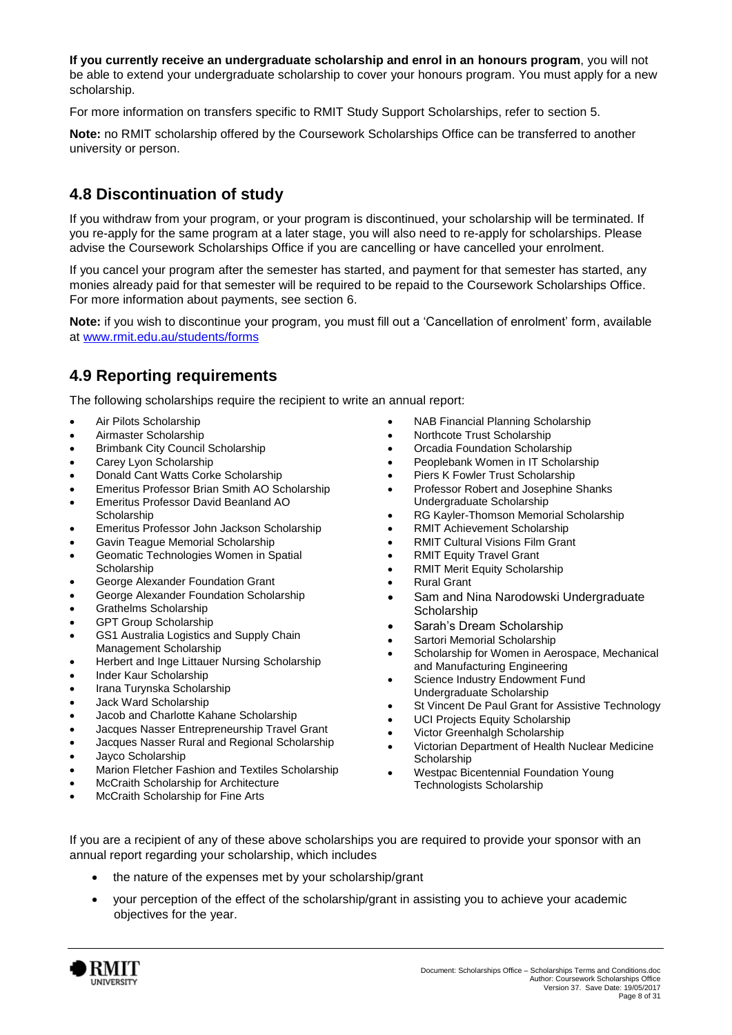**If you currently receive an undergraduate scholarship and enrol in an honours program**, you will not be able to extend your undergraduate scholarship to cover your honours program. You must apply for a new scholarship.

For more information on transfers specific to RMIT Study Support Scholarships, refer to section 5.

**Note:** no RMIT scholarship offered by the Coursework Scholarships Office can be transferred to another university or person.

## 4.8 Discontinuation of study

If you withdraw from your program, or your program is discontinued, your scholarship will be terminated. If you re-apply for the same program at a later stage, you will also need to re-apply for scholarships. Please advise the Coursework Scholarships Office if you are cancelling or have cancelled your enrolment.

If you cancel your program after the semester has started, and payment for that semester has started, any monies already paid for that semester will be required to be repaid to the Coursework Scholarships Office. For more information about payments, see section 6.

**Note:** if you wish to discontinue your program, you must fill out a 'Cancellation of enrolment' form, available at www.rmit.edu.au/students/forms

## 4.9 Reporting requirements

The following scholarships require the recipient to write an annual report:

- Air Pilots Scholarship
- Airmaster Scholarship
- Brimbank City Council Scholarship
- Carey Lyon Scholarship
- Donald Cant Watts Corke Scholarship
- Emeritus Professor Brian Smith AO Scholarship
- Emeritus Professor David Beanland AO Scholarship
- Emeritus Professor John Jackson Scholarship
- Gavin Teague Memorial Scholarship
- Geomatic Technologies Women in Spatial Scholarship
- George Alexander Foundation Grant
- George Alexander Foundation Scholarship
- Grathelms Scholarship
- GPT Group Scholarship
- GS1 Australia Logistics and Supply Chain Management Scholarship
- Herbert and Inge Littauer Nursing Scholarship
- Inder Kaur Scholarship
- Irana Turynska Scholarship
- Jack Ward Scholarship
- Jacob and Charlotte Kahane Scholarship
- Jacques Nasser Entrepreneurship Travel Grant
- Jacques Nasser Rural and Regional Scholarship
- Jayco Scholarship
- Marion Fletcher Fashion and Textiles Scholarship
- McCraith Scholarship for Architecture
- McCraith Scholarship for Fine Arts
- NAB Financial Planning Scholarship
- Northcote Trust Scholarship
- Orcadia Foundation Scholarship
- Peoplebank Women in IT Scholarship
- Piers K Fowler Trust Scholarship
- Professor Robert and Josephine Shanks Undergraduate Scholarship
- RG Kayler-Thomson Memorial Scholarship
- RMIT Achievement Scholarship
- RMIT Cultural Visions Film Grant
- RMIT Equity Travel Grant
- RMIT Merit Equity Scholarship
- Rural Grant
- Sam and Nina Narodowski Undergraduate Scholarship
- Sarah's Dream Scholarship
- Sartori Memorial Scholarship
- Scholarship for Women in Aerospace, Mechanical and Manufacturing Engineering
- Science Industry Endowment Fund Undergraduate Scholarship
- St Vincent De Paul Grant for Assistive Technology
- UCI Projects Equity Scholarship
- Victor Greenhalgh Scholarship
- Victorian Department of Health Nuclear Medicine Scholarship
- Westpac Bicentennial Foundation Young Technologists Scholarship

If you are a recipient of any of these above scholarships you are required to provide your sponsor with an annual report regarding your scholarship, which includes

- the nature of the expenses met by your scholarship/grant
- your perception of the effect of the scholarship/grant in assisting you to achieve your academic objectives for the year.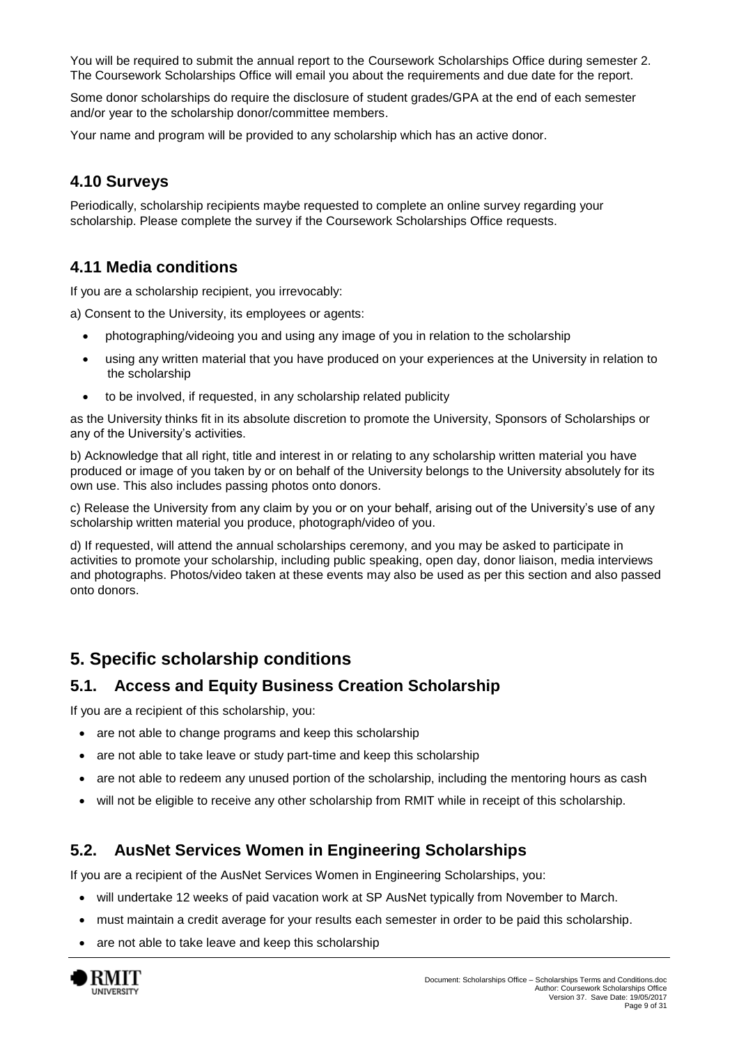You will be required to submit the annual report to the Coursework Scholarships Office during semester 2. The Coursework Scholarships Office will email you about the requirements and due date for the report.

Some donor scholarships do require the disclosure of student grades/GPA at the end of each semester and/or year to the scholarship donor/committee members.

Your name and program will be provided to any scholarship which has an active donor.

### 4.10 Surveys

Periodically, scholarship recipients maybe requested to complete an online survey regarding your scholarship. Please complete the survey if the Coursework Scholarships Office requests.

### 4.11 Media conditions

If you are a scholarship recipient, you irrevocably:

a) Consent to the University, its employees or agents:

- photographing/videoing you and using any image of you in relation to the scholarship
- using any written material that you have produced on your experiences at the University in relation to the scholarship
- to be involved, if requested, in any scholarship related publicity

as the University thinks fit in its absolute discretion to promote the University, Sponsors of Scholarships or any of the University's activities.

b) Acknowledge that all right, title and interest in or relating to any scholarship written material you have produced or image of you taken by or on behalf of the University belongs to the University absolutely for its own use. This also includes passing photos onto donors.

c) Release the University from any claim by you or on your behalf, arising out of the University's use of any scholarship written material you produce, photograph/video of you.

d) If requested, will attend the annual scholarships ceremony, and you may be asked to participate in activities to promote your scholarship, including public speaking, open day, donor liaison, media interviews and photographs. Photos/video taken at these events may also be used as per this section and also passed onto donors.

## 5. Specific scholarship conditions

### 5.1. Access and Equity Business Creation Scholarship

If you are a recipient of this scholarship, you:

- are not able to change programs and keep this scholarship
- are not able to take leave or study part-time and keep this scholarship
- are not able to redeem any unused portion of the scholarship, including the mentoring hours as cash
- will not be eligible to receive any other scholarship from RMIT while in receipt of this scholarship.

### 5.2. AusNet Services Women in Engineering Scholarships

If you are a recipient of the AusNet Services Women in Engineering Scholarships, you:

- will undertake 12 weeks of paid vacation work at SP AusNet typically from November to March.
- must maintain a credit average for your results each semester in order to be paid this scholarship.
- are not able to take leave and keep this scholarship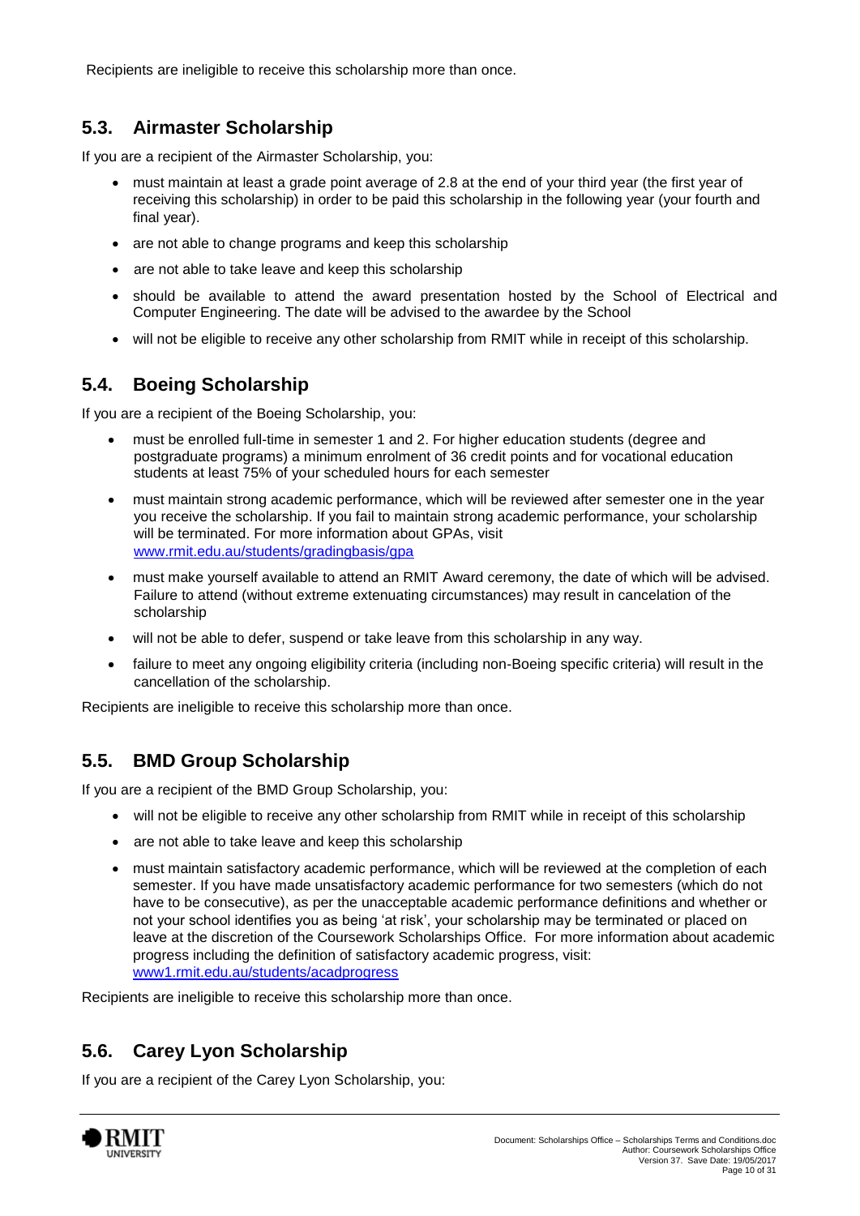Recipients are ineligible to receive this scholarship more than once.

## 5.3. Airmaster Scholarship

If you are a recipient of the Airmaster Scholarship, you:

- must maintain at least a grade point average of 2.8 at the end of your third year (the first year of receiving this scholarship) in order to be paid this scholarship in the following year (your fourth and final year).
- are not able to change programs and keep this scholarship
- are not able to take leave and keep this scholarship
- should be available to attend the award presentation hosted by the School of Electrical and Computer Engineering. The date will be advised to the awardee by the School
- will not be eligible to receive any other scholarship from RMIT while in receipt of this scholarship.

## 5.4. Boeing Scholarship

If you are a recipient of the Boeing Scholarship, you:

- must be enrolled full-time in semester 1 and 2. For higher education students (degree and postgraduate programs) a minimum enrolment of 36 credit points and for vocational education students at least 75% of your scheduled hours for each semester
- must maintain strong academic performance, which will be reviewed after semester one in the year you receive the scholarship. If you fail to maintain strong academic performance, your scholarship will be terminated. For more information about GPAs, visit [www.rmit.edu.au/students/gradingbasis/gpa](www.rmit.edu.au/students/gradingbasis/gpa)
- must make yourself available to attend an RMIT Award ceremony, the date of which will be advised. Failure to attend (without extreme extenuating circumstances) may result in cancelation of the scholarship
- will not be able to defer, suspend or take leave from this scholarship in any way.
- failure to meet any ongoing eligibility criteria (including non-Boeing specific criteria) will result in the cancellation of the scholarship.

Recipients are ineligible to receive this scholarship more than once.

## 5.5. BMD Group Scholarship

If you are a recipient of the BMD Group Scholarship, you:

- will not be eligible to receive any other scholarship from RMIT while in receipt of this scholarship
- are not able to take leave and keep this scholarship
- must maintain satisfactory academic performance, which will be reviewed at the completion of each semester. If you have made unsatisfactory academic performance for two semesters (which do not have to be consecutive), as per the unacceptable academic performance definitions and whether or not your school identifies you as being 'at risk', your scholarship may be terminated or placed on leave at the discretion of the Coursework Scholarships Office. For more information about academic progress including the definition of satisfactory academic progress, visit: [www1.rmit.edu.au/students/acadprogress](www1.rmit.edu.au/students/acadprogress)

Recipients are ineligible to receive this scholarship more than once.

## 5.6. Carey Lyon Scholarship

If you are a recipient of the Carey Lyon Scholarship, you: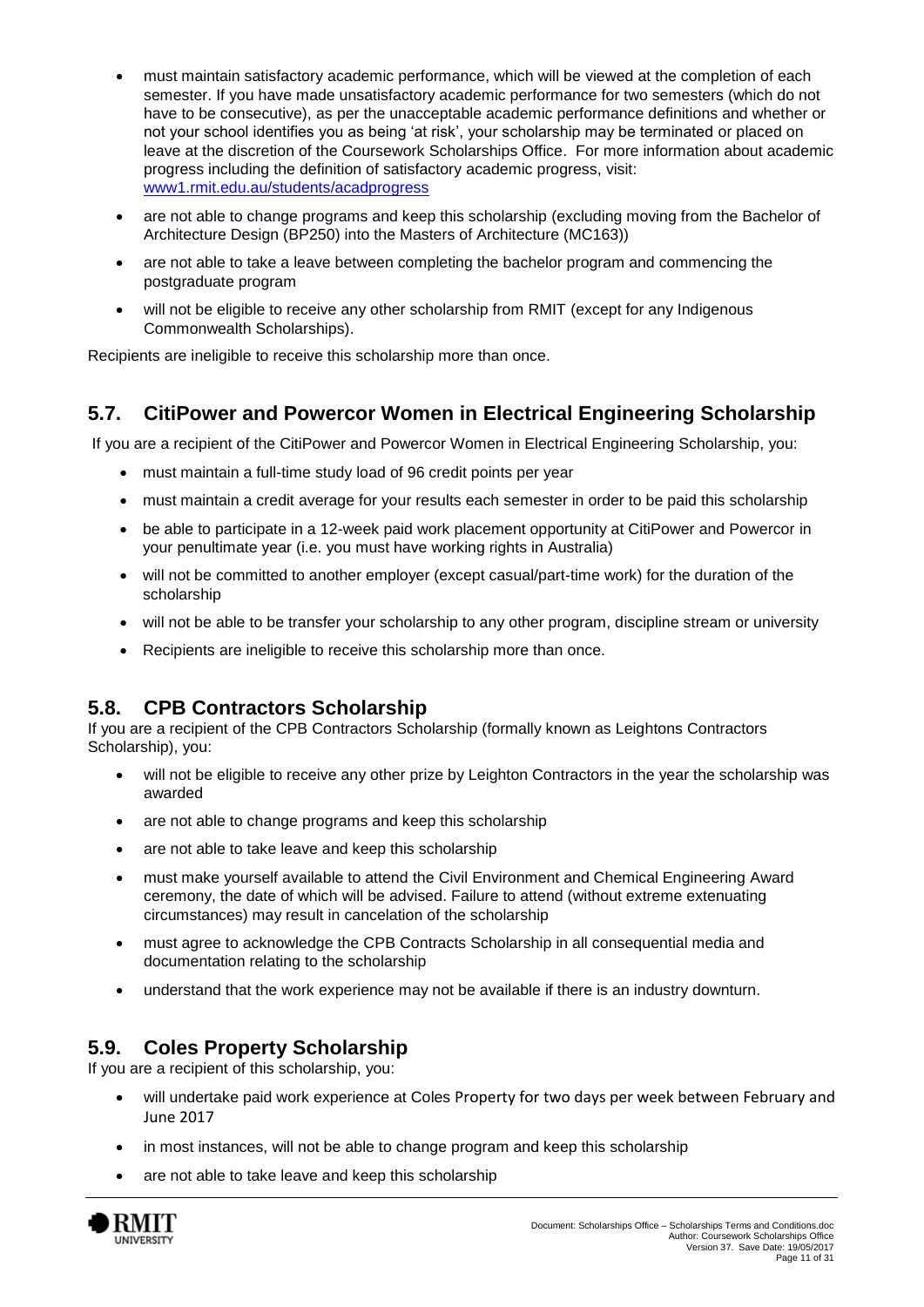- must maintain satisfactory academic performance, which will be viewed at the completion of each semester. If you have made unsatisfactory academic performance for two semesters (which do not have to be consecutive), as per the unacceptable academic performance definitions and whether or not your school identifies you as being 'at risk', your scholarship may be terminated or placed on leave at the discretion of the Coursework Scholarships Office. For more information about academic progress including the definition of satisfactory academic progress, visit: [www1.rmit.edu.au/students/acadprogress](www1.rmit.edu.au/students/acadprogress)
- are not able to change programs and keep this scholarship (excluding moving from the Bachelor of Architecture Design (BP250) into the Masters of Architecture (MC163))
- are not able to take a leave between completing the bachelor program and commencing the postgraduate program
- will not be eligible to receive any other scholarship from RMIT (except for any Indigenous Commonwealth Scholarships).

Recipients are ineligible to receive this scholarship more than once.

## 5.7. CitiPower and Powercor Women in Electrical Engineering Scholarship

If you are a recipient of the CitiPower and Powercor Women in Electrical Engineering Scholarship, you:

- must maintain a full-time study load of 96 credit points per year
- must maintain a credit average for your results each semester in order to be paid this scholarship
- be able to participate in a 12-week paid work placement opportunity at CitiPower and Powercor in your penultimate year (i.e. you must have working rights in Australia)
- will not be committed to another employer (except casual/part-time work) for the duration of the scholarship
- will not be able to be transfer your scholarship to any other program, discipline stream or university
- Recipients are ineligible to receive this scholarship more than once.

## 5.8. CPB Contractors Scholarship

If you are a recipient of the CPB Contractors Scholarship (formally known as Leightons Contractors Scholarship), you:

- will not be eligible to receive any other prize by Leighton Contractors in the year the scholarship was awarded
- are not able to change programs and keep this scholarship
- are not able to take leave and keep this scholarship
- must make yourself available to attend the Civil Environment and Chemical Engineering Award ceremony, the date of which will be advised. Failure to attend (without extreme extenuating circumstances) may result in cancelation of the scholarship
- must agree to acknowledge the CPB Contracts Scholarship in all consequential media and documentation relating to the scholarship
- understand that the work experience may not be available if there is an industry downturn.

## 5.9. Coles Property Scholarship

If you are a recipient of this scholarship, you:

- will undertake paid work experience at Coles Property for two days per week between February and June 2017
- in most instances, will not be able to change program and keep this scholarship
- are not able to take leave and keep this scholarship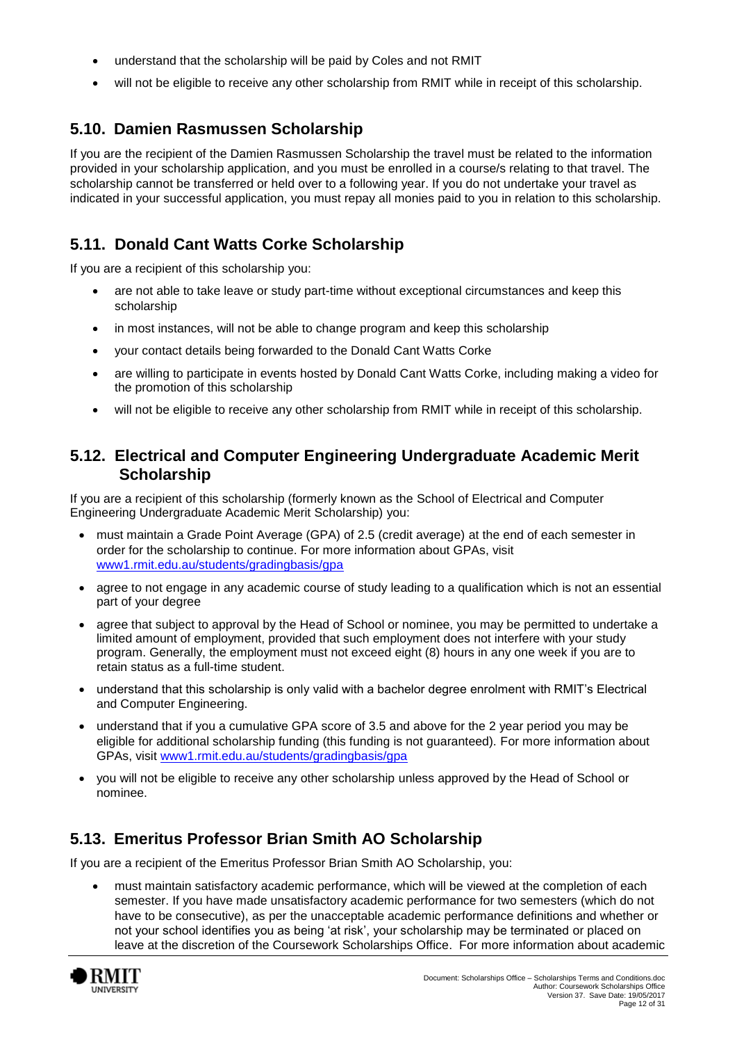- understand that the scholarship will be paid by Coles and not RMIT
- will not be eligible to receive any other scholarship from RMIT while in receipt of this scholarship.

## 5.10. Damien Rasmussen Scholarship

If you are the recipient of the Damien Rasmussen Scholarship the travel must be related to the information provided in your scholarship application, and you must be enrolled in a course/s relating to that travel. The scholarship cannot be transferred or held over to a following year. If you do not undertake your travel as indicated in your successful application, you must repay all monies paid to you in relation to this scholarship.

## 5.11. Donald Cant Watts Corke Scholarship

If you are a recipient of this scholarship you:

- are not able to take leave or study part-time without exceptional circumstances and keep this scholarship
- in most instances, will not be able to change program and keep this scholarship
- your contact details being forwarded to the Donald Cant Watts Corke
- are willing to participate in events hosted by Donald Cant Watts Corke, including making a video for the promotion of this scholarship
- will not be eligible to receive any other scholarship from RMIT while in receipt of this scholarship.

## 5.12. Electrical and Computer Engineering Undergraduate Academic Merit Scholarship

If you are a recipient of this scholarship (formerly known as the School of Electrical and Computer Engineering Undergraduate Academic Merit Scholarship) you:

- must maintain a Grade Point Average (GPA) of 2.5 (credit average) at the end of each semester in order for the scholarship to continue. For more information about GPAs, visit [www1.rmit.edu.au/students/gradingbasis/gpa](www1.rmit.edu.au/students/gradingbasis/gpa)
- agree to not engage in any academic course of study leading to a qualification which is not an essential part of your degree
- agree that subject to approval by the Head of School or nominee, you may be permitted to undertake a limited amount of employment, provided that such employment does not interfere with your study program. Generally, the employment must not exceed eight (8) hours in any one week if you are to retain status as a full-time student.
- understand that this scholarship is only valid with a bachelor degree enrolment with RMIT's Electrical and Computer Engineering.
- understand that if you a cumulative GPA score of 3.5 and above for the 2 year period you may be eligible for additional scholarship funding (this funding is not guaranteed). For more information about GPAs, visit [www1.rmit.edu.au/students/gradingbasis/gpa](www1.rmit.edu.au/students/gradingbasis/gpa)
- you will not be eligible to receive any other scholarship unless approved by the Head of School or nominee.

## 5.13. Emeritus Professor Brian Smith AO Scholarship

If you are a recipient of the Emeritus Professor Brian Smith AO Scholarship, you:

- must maintain satisfactory academic performance, which will be viewed at the completion of each semester. If you have made unsatisfactory academic performance for two semesters (which do not have to be consecutive), as per the unacceptable academic performance definitions and whether or not your school identifies you as being 'at risk', your scholarship may be terminated or placed on leave at the discretion of the Coursework Scholarships Office. For more information about academic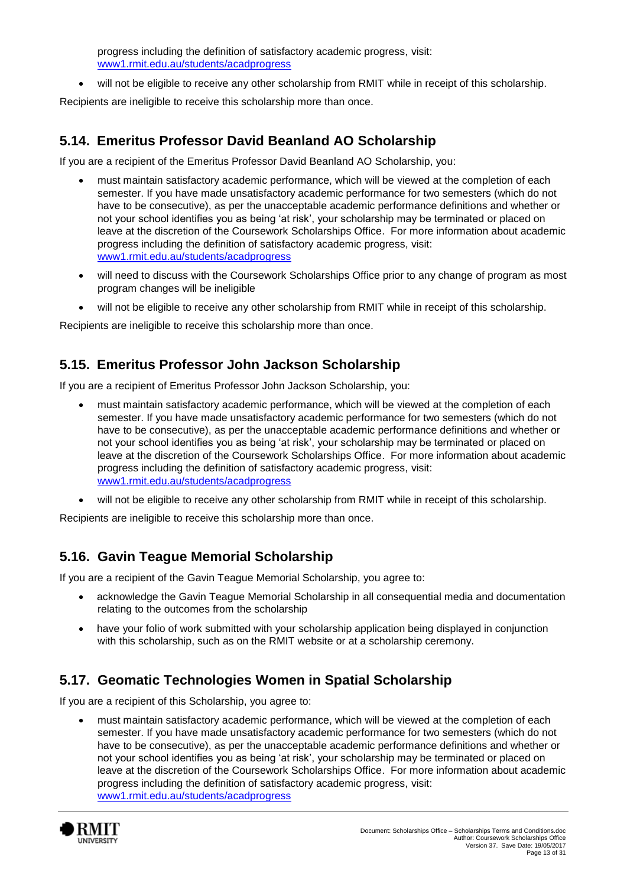progress including the definition of satisfactory academic progress, visit: [www1.rmit.edu.au/students/acadprogress](www1.rmit.edu.au/students/acadprogress)

- will not be eligible to receive any other scholarship from RMIT while in receipt of this scholarship.

Recipients are ineligible to receive this scholarship more than once.

## 5.14. Emeritus Professor David Beanland AO Scholarship

If you are a recipient of the Emeritus Professor David Beanland AO Scholarship, you:

- must maintain satisfactory academic performance, which will be viewed at the completion of each semester. If you have made unsatisfactory academic performance for two semesters (which do not have to be consecutive), as per the unacceptable academic performance definitions and whether or not your school identifies you as being 'at risk', your scholarship may be terminated or placed on leave at the discretion of the Coursework Scholarships Office. For more information about academic progress including the definition of satisfactory academic progress, visit: [www1.rmit.edu.au/students/acadprogress](www1.rmit.edu.au/students/acadprogress)
- will need to discuss with the Coursework Scholarships Office prior to any change of program as most program changes will be ineligible
- will not be eligible to receive any other scholarship from RMIT while in receipt of this scholarship.

Recipients are ineligible to receive this scholarship more than once.

## 5.15. Emeritus Professor John Jackson Scholarship

If you are a recipient of Emeritus Professor John Jackson Scholarship, you:

- must maintain satisfactory academic performance, which will be viewed at the completion of each semester. If you have made unsatisfactory academic performance for two semesters (which do not have to be consecutive), as per the unacceptable academic performance definitions and whether or not your school identifies you as being 'at risk', your scholarship may be terminated or placed on leave at the discretion of the Coursework Scholarships Office. For more information about academic progress including the definition of satisfactory academic progress, visit: [www1.rmit.edu.au/students/acadprogress](www1.rmit.edu.au/students/acadprogress)
- will not be eligible to receive any other scholarship from RMIT while in receipt of this scholarship.

Recipients are ineligible to receive this scholarship more than once.

## 5.16. Gavin Teague Memorial Scholarship

If you are a recipient of the Gavin Teague Memorial Scholarship, you agree to:

- acknowledge the Gavin Teague Memorial Scholarship in all consequential media and documentation relating to the outcomes from the scholarship
- have your folio of work submitted with your scholarship application being displayed in conjunction with this scholarship, such as on the RMIT website or at a scholarship ceremony.

## 5.17. Geomatic Technologies Women in Spatial Scholarship

If you are a recipient of this Scholarship, you agree to:

- must maintain satisfactory academic performance, which will be viewed at the completion of each semester. If you have made unsatisfactory academic performance for two semesters (which do not have to be consecutive), as per the unacceptable academic performance definitions and whether or not your school identifies you as being 'at risk', your scholarship may be terminated or placed on leave at the discretion of the Coursework Scholarships Office. For more information about academic progress including the definition of satisfactory academic progress, visit: [www1.rmit.edu.au/students/acadprogress](www1.rmit.edu.au/students/acadprogress)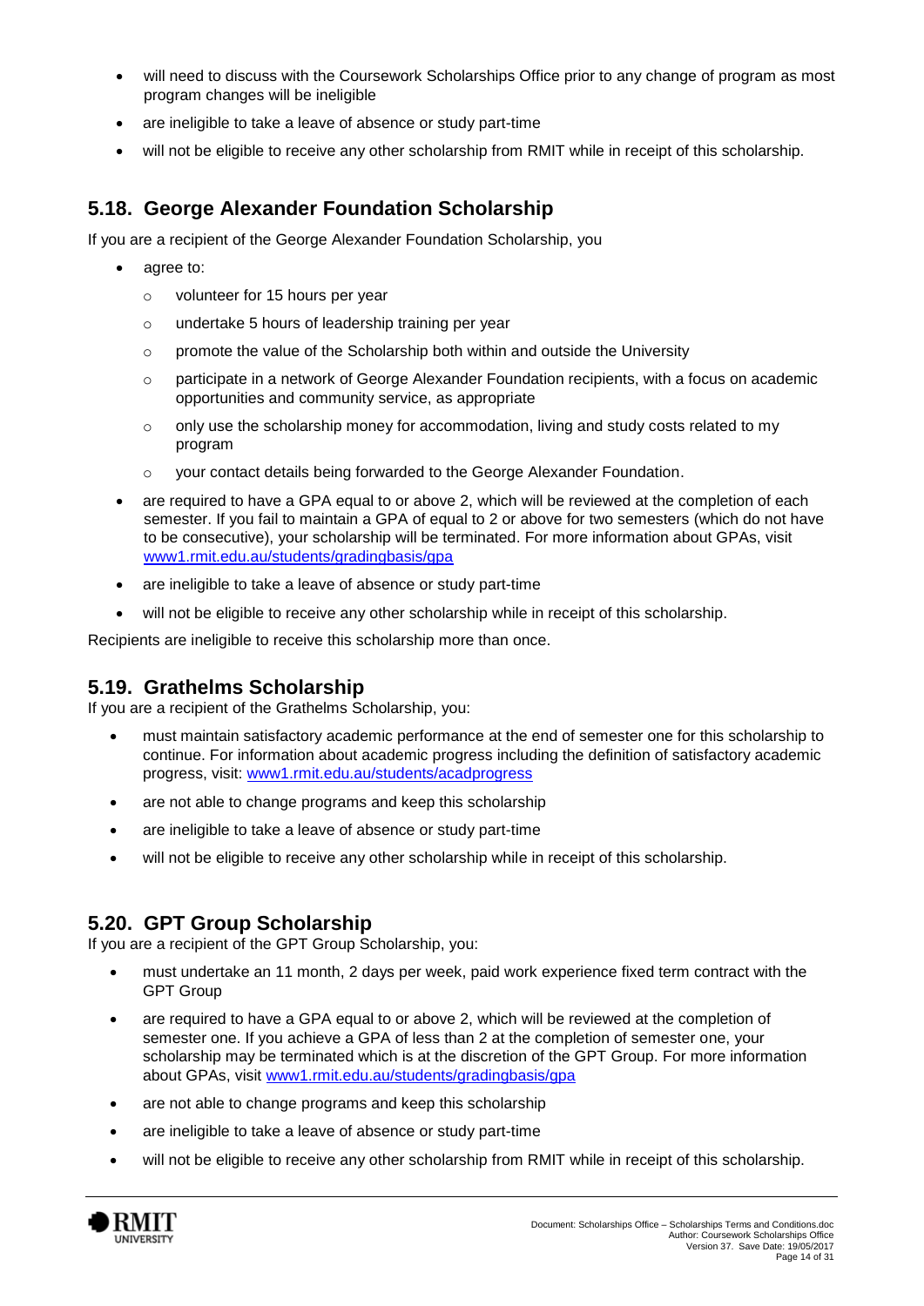- will need to discuss with the Coursework Scholarships Office prior to any change of program as most program changes will be ineligible
- are ineligible to take a leave of absence or study part-time
- will not be eligible to receive any other scholarship from RMIT while in receipt of this scholarship.

## 5.18. George Alexander Foundation Scholarship

If you are a recipient of the George Alexander Foundation Scholarship, you

- agree to:
  - volunteer for 15 hours per year
  - undertake 5 hours of leadership training per year
  - promote the value of the Scholarship both within and outside the University
  - participate in a network of George Alexander Foundation recipients, with a focus on academic opportunities and community service, as appropriate
  - only use the scholarship money for accommodation, living and study costs related to my program
  - your contact details being forwarded to the George Alexander Foundation.
- are required to have a GPA equal to or above 2, which will be reviewed at the completion of each semester. If you fail to maintain a GPA of equal to 2 or above for two semesters (which do not have to be consecutive), your scholarship will be terminated. For more information about GPAs, visit [www1.rmit.edu.au/students/gradingbasis/gpa](www1.rmit.edu.au/students/gradingbasis/gpa)
- are ineligible to take a leave of absence or study part-time
- will not be eligible to receive any other scholarship while in receipt of this scholarship.

Recipients are ineligible to receive this scholarship more than once.

## 5.19. Grathelms Scholarship

If you are a recipient of the Grathelms Scholarship, you:

- must maintain satisfactory academic performance at the end of semester one for this scholarship to continue. For information about academic progress including the definition of satisfactory academic progress, visit: [www1.rmit.edu.au/students/acadprogress](www1.rmit.edu.au/students/acadprogress)
- are not able to change programs and keep this scholarship
- are ineligible to take a leave of absence or study part-time
- will not be eligible to receive any other scholarship while in receipt of this scholarship.

## 5.20. GPT Group Scholarship

If you are a recipient of the GPT Group Scholarship, you:

- must undertake an 11 month, 2 days per week, paid work experience fixed term contract with the GPT Group
- are required to have a GPA equal to or above 2, which will be reviewed at the completion of semester one. If you achieve a GPA of less than 2 at the completion of semester one, your scholarship may be terminated which is at the discretion of the GPT Group. For more information about GPAs, visit [www1.rmit.edu.au/students/gradingbasis/gpa](www1.rmit.edu.au/students/gradingbasis/gpa)
- are not able to change programs and keep this scholarship
- are ineligible to take a leave of absence or study part-time
- will not be eligible to receive any other scholarship from RMIT while in receipt of this scholarship.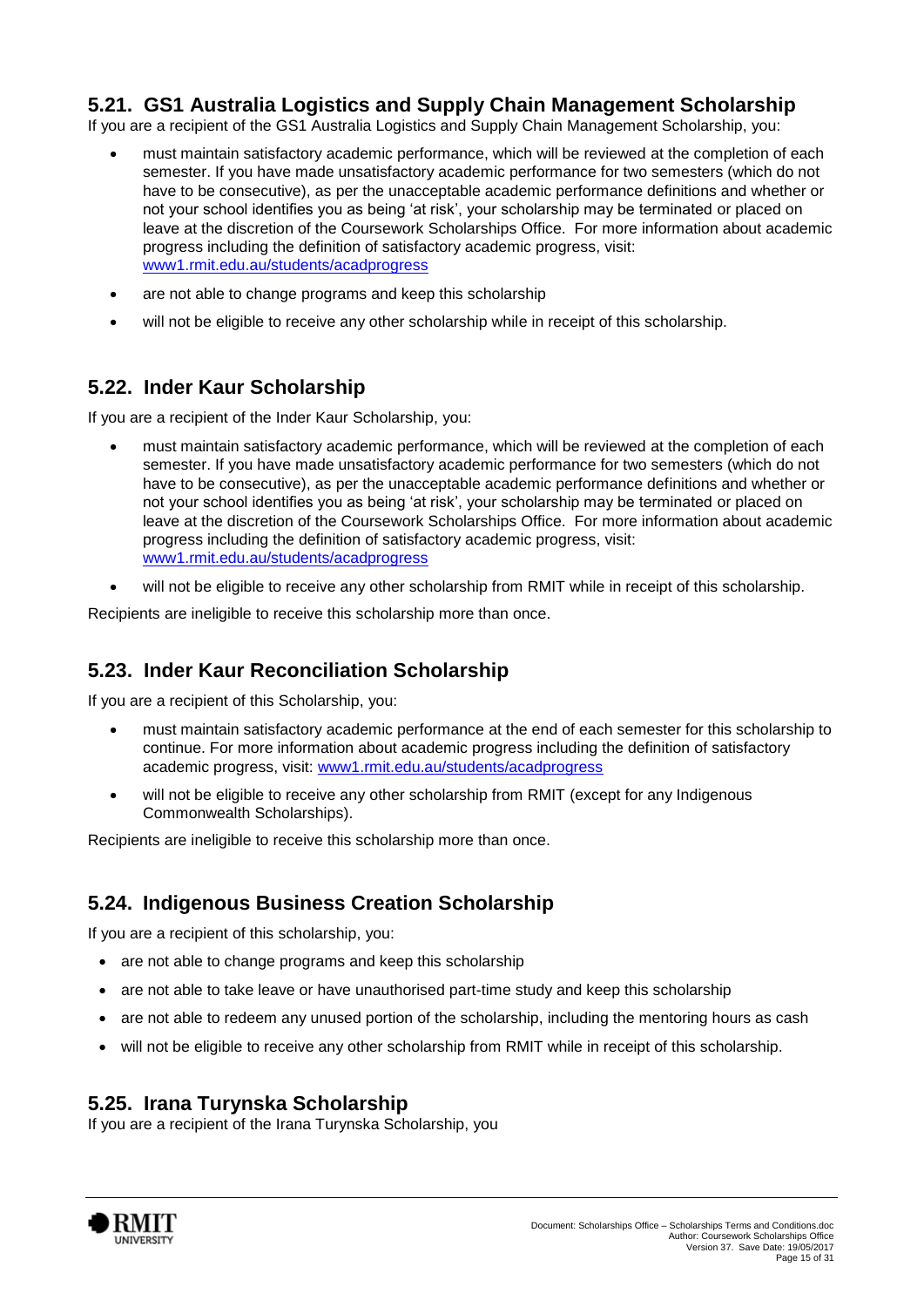## 5.21. GS1 Australia Logistics and Supply Chain Management Scholarship

If you are a recipient of the GS1 Australia Logistics and Supply Chain Management Scholarship, you:

- must maintain satisfactory academic performance, which will be reviewed at the completion of each semester. If you have made unsatisfactory academic performance for two semesters (which do not have to be consecutive), as per the unacceptable academic performance definitions and whether or not your school identifies you as being 'at risk', your scholarship may be terminated or placed on leave at the discretion of the Coursework Scholarships Office. For more information about academic progress including the definition of satisfactory academic progress, visit: www1.rmit.edu.au/students/acadprogress
- are not able to change programs and keep this scholarship
- will not be eligible to receive any other scholarship while in receipt of this scholarship.

## 5.22. Inder Kaur Scholarship

If you are a recipient of the Inder Kaur Scholarship, you:

- must maintain satisfactory academic performance, which will be reviewed at the completion of each semester. If you have made unsatisfactory academic performance for two semesters (which do not have to be consecutive), as per the unacceptable academic performance definitions and whether or not your school identifies you as being 'at risk', your scholarship may be terminated or placed on leave at the discretion of the Coursework Scholarships Office. For more information about academic progress including the definition of satisfactory academic progress, visit: www1.rmit.edu.au/students/acadprogress
- will not be eligible to receive any other scholarship from RMIT while in receipt of this scholarship.

Recipients are ineligible to receive this scholarship more than once.

## 5.23. Inder Kaur Reconciliation Scholarship

If you are a recipient of this Scholarship, you:

- must maintain satisfactory academic performance at the end of each semester for this scholarship to continue. For more information about academic progress including the definition of satisfactory academic progress, visit: www1.rmit.edu.au/students/acadprogress
- will not be eligible to receive any other scholarship from RMIT (except for any Indigenous Commonwealth Scholarships).

Recipients are ineligible to receive this scholarship more than once.

## 5.24. Indigenous Business Creation Scholarship

If you are a recipient of this scholarship, you:

- are not able to change programs and keep this scholarship
- are not able to take leave or have unauthorised part-time study and keep this scholarship
- are not able to redeem any unused portion of the scholarship, including the mentoring hours as cash
- will not be eligible to receive any other scholarship from RMIT while in receipt of this scholarship.

## 5.25. Irana Turynska Scholarship

If you are a recipient of the Irana Turynska Scholarship, you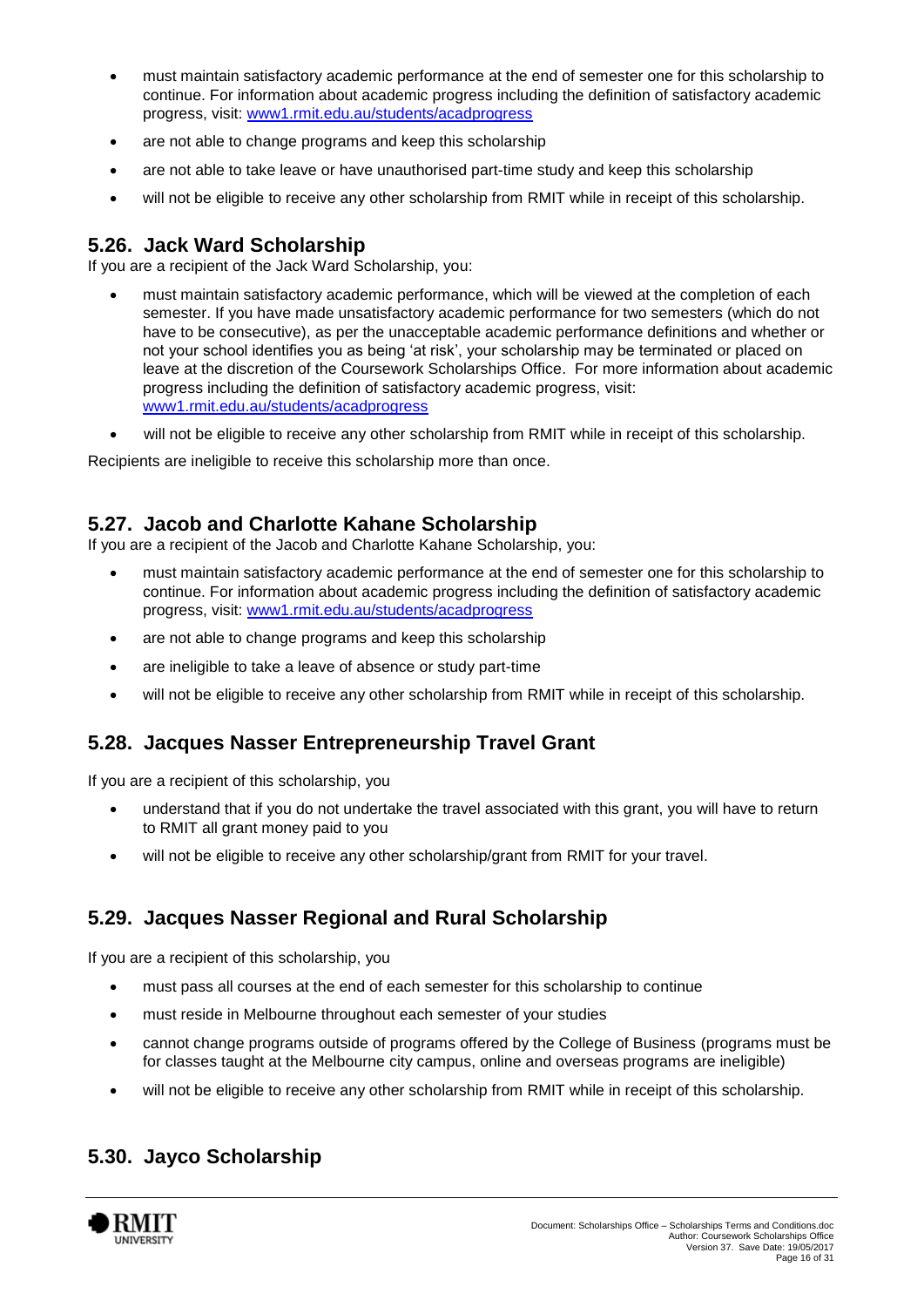- must maintain satisfactory academic performance at the end of semester one for this scholarship to continue. For information about academic progress including the definition of satisfactory academic progress, visit: www1.rmit.edu.au/students/acadprogress
- are not able to change programs and keep this scholarship
- are not able to take leave or have unauthorised part-time study and keep this scholarship
- will not be eligible to receive any other scholarship from RMIT while in receipt of this scholarship.

## 5.26. Jack Ward Scholarship

If you are a recipient of the Jack Ward Scholarship, you:

- must maintain satisfactory academic performance, which will be viewed at the completion of each semester. If you have made unsatisfactory academic performance for two semesters (which do not have to be consecutive), as per the unacceptable academic performance definitions and whether or not your school identifies you as being 'at risk', your scholarship may be terminated or placed on leave at the discretion of the Coursework Scholarships Office. For more information about academic progress including the definition of satisfactory academic progress, visit: www1.rmit.edu.au/students/acadprogress
- will not be eligible to receive any other scholarship from RMIT while in receipt of this scholarship.

Recipients are ineligible to receive this scholarship more than once.

## 5.27. Jacob and Charlotte Kahane Scholarship

If you are a recipient of the Jacob and Charlotte Kahane Scholarship, you:

- must maintain satisfactory academic performance at the end of semester one for this scholarship to continue. For information about academic progress including the definition of satisfactory academic progress, visit: www1.rmit.edu.au/students/acadprogress
- are not able to change programs and keep this scholarship
- are ineligible to take a leave of absence or study part-time
- will not be eligible to receive any other scholarship from RMIT while in receipt of this scholarship.

## 5.28. Jacques Nasser Entrepreneurship Travel Grant

If you are a recipient of this scholarship, you

- understand that if you do not undertake the travel associated with this grant, you will have to return to RMIT all grant money paid to you
- will not be eligible to receive any other scholarship/grant from RMIT for your travel.

## 5.29. Jacques Nasser Regional and Rural Scholarship

If you are a recipient of this scholarship, you

- must pass all courses at the end of each semester for this scholarship to continue
- must reside in Melbourne throughout each semester of your studies
- cannot change programs outside of programs offered by the College of Business (programs must be for classes taught at the Melbourne city campus, online and overseas programs are ineligible)
- will not be eligible to receive any other scholarship from RMIT while in receipt of this scholarship.

## 5.30. Jayco Scholarship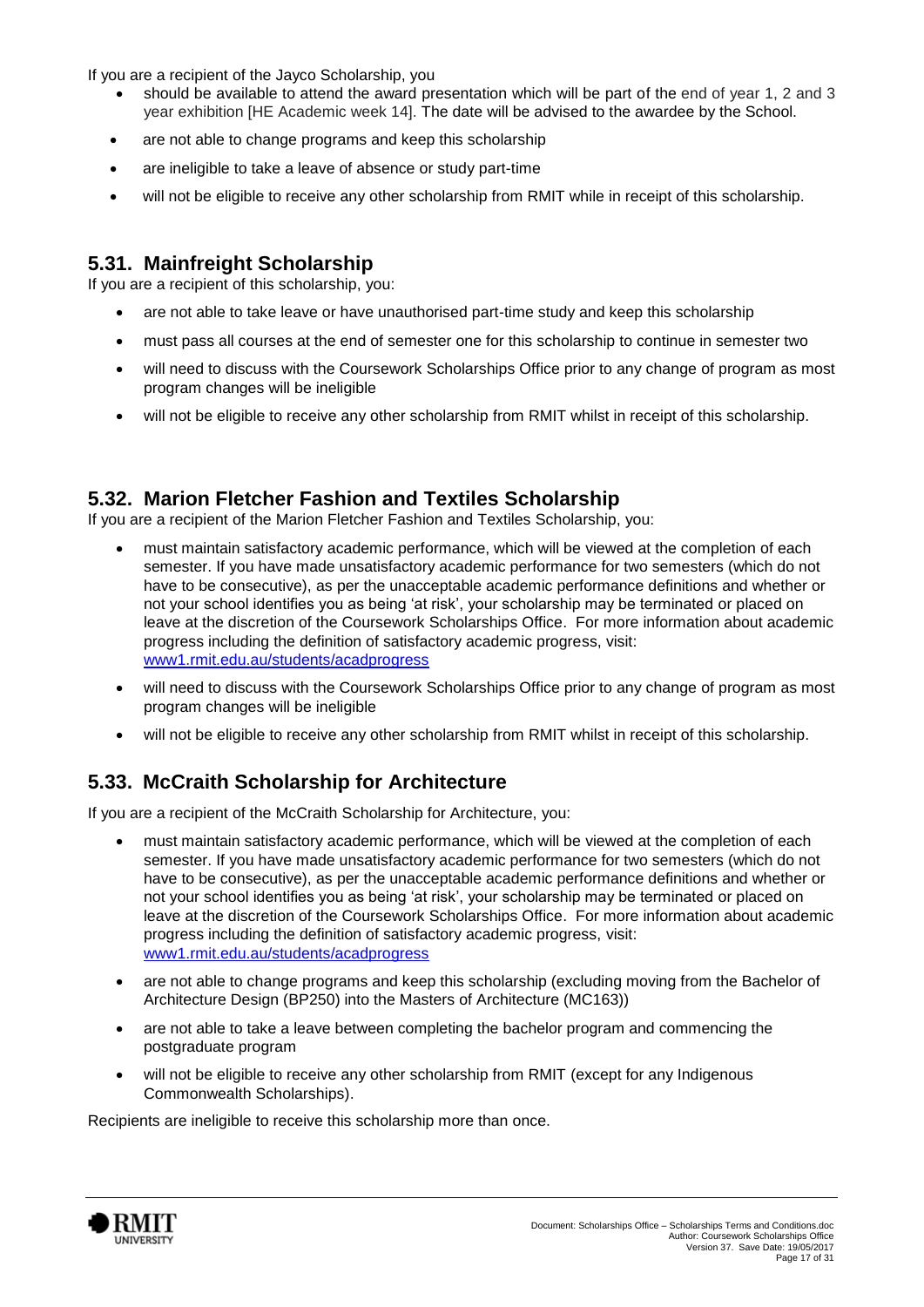If you are a recipient of the Jayco Scholarship, you

- should be available to attend the award presentation which will be part of the end of year 1, 2 and 3 year exhibition [HE Academic week 14]. The date will be advised to the awardee by the School.
- are not able to change programs and keep this scholarship
- are ineligible to take a leave of absence or study part-time
- will not be eligible to receive any other scholarship from RMIT while in receipt of this scholarship.

## 5.31. Mainfreight Scholarship

If you are a recipient of this scholarship, you:

- are not able to take leave or have unauthorised part-time study and keep this scholarship
- must pass all courses at the end of semester one for this scholarship to continue in semester two
- will need to discuss with the Coursework Scholarships Office prior to any change of program as most program changes will be ineligible
- will not be eligible to receive any other scholarship from RMIT whilst in receipt of this scholarship.

## 5.32. Marion Fletcher Fashion and Textiles Scholarship

If you are a recipient of the Marion Fletcher Fashion and Textiles Scholarship, you:

- must maintain satisfactory academic performance, which will be viewed at the completion of each semester. If you have made unsatisfactory academic performance for two semesters (which do not have to be consecutive), as per the unacceptable academic performance definitions and whether or not your school identifies you as being 'at risk', your scholarship may be terminated or placed on leave at the discretion of the Coursework Scholarships Office. For more information about academic progress including the definition of satisfactory academic progress, visit: [www1.rmit.edu.au/students/acadprogress](www1.rmit.edu.au/students/acadprogress)
- will need to discuss with the Coursework Scholarships Office prior to any change of program as most program changes will be ineligible
- will not be eligible to receive any other scholarship from RMIT whilst in receipt of this scholarship.

## 5.33. McCraith Scholarship for Architecture

If you are a recipient of the McCraith Scholarship for Architecture, you:

- must maintain satisfactory academic performance, which will be viewed at the completion of each semester. If you have made unsatisfactory academic performance for two semesters (which do not have to be consecutive), as per the unacceptable academic performance definitions and whether or not your school identifies you as being 'at risk', your scholarship may be terminated or placed on leave at the discretion of the Coursework Scholarships Office. For more information about academic progress including the definition of satisfactory academic progress, visit: [www1.rmit.edu.au/students/acadprogress](www1.rmit.edu.au/students/acadprogress)
- are not able to change programs and keep this scholarship (excluding moving from the Bachelor of Architecture Design (BP250) into the Masters of Architecture (MC163))
- are not able to take a leave between completing the bachelor program and commencing the postgraduate program
- will not be eligible to receive any other scholarship from RMIT (except for any Indigenous Commonwealth Scholarships).

Recipients are ineligible to receive this scholarship more than once.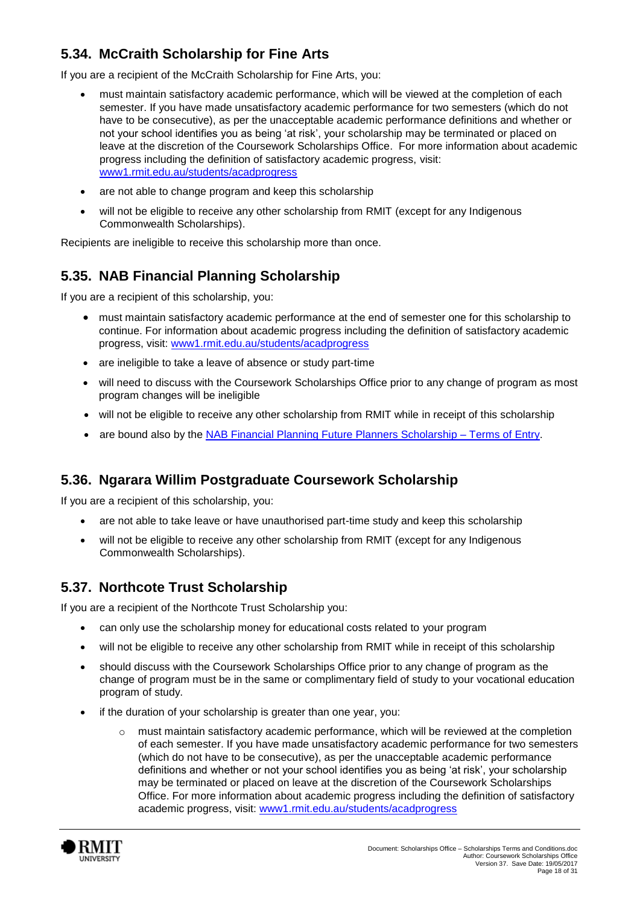## 5.34. McCraith Scholarship for Fine Arts

If you are a recipient of the McCraith Scholarship for Fine Arts, you:

- must maintain satisfactory academic performance, which will be viewed at the completion of each semester. If you have made unsatisfactory academic performance for two semesters (which do not have to be consecutive), as per the unacceptable academic performance definitions and whether or not your school identifies you as being 'at risk', your scholarship may be terminated or placed on leave at the discretion of the Coursework Scholarships Office. For more information about academic progress including the definition of satisfactory academic progress, visit: www1.rmit.edu.au/students/acadprogress
- are not able to change program and keep this scholarship
- will not be eligible to receive any other scholarship from RMIT (except for any Indigenous Commonwealth Scholarships).

Recipients are ineligible to receive this scholarship more than once.

## 5.35. NAB Financial Planning Scholarship

If you are a recipient of this scholarship, you:

- must maintain satisfactory academic performance at the end of semester one for this scholarship to continue. For information about academic progress including the definition of satisfactory academic progress, visit: www1.rmit.edu.au/students/acadprogress
- are ineligible to take a leave of absence or study part-time
- will need to discuss with the Coursework Scholarships Office prior to any change of program as most program changes will be ineligible
- will not be eligible to receive any other scholarship from RMIT while in receipt of this scholarship
- are bound also by the NAB Financial Planning Future Planners Scholarship – Terms of Entry.

## 5.36. Ngarara Willim Postgraduate Coursework Scholarship

If you are a recipient of this scholarship, you:

- are not able to take leave or have unauthorised part-time study and keep this scholarship
- will not be eligible to receive any other scholarship from RMIT (except for any Indigenous Commonwealth Scholarships).

## 5.37. Northcote Trust Scholarship

If you are a recipient of the Northcote Trust Scholarship you:

- can only use the scholarship money for educational costs related to your program
- will not be eligible to receive any other scholarship from RMIT while in receipt of this scholarship
- should discuss with the Coursework Scholarships Office prior to any change of program as the change of program must be in the same or complimentary field of study to your vocational education program of study.
- if the duration of your scholarship is greater than one year, you:
  - must maintain satisfactory academic performance, which will be reviewed at the completion of each semester. If you have made unsatisfactory academic performance for two semesters (which do not have to be consecutive), as per the unacceptable academic performance definitions and whether or not your school identifies you as being 'at risk', your scholarship may be terminated or placed on leave at the discretion of the Coursework Scholarships Office. For more information about academic progress including the definition of satisfactory academic progress, visit: www1.rmit.edu.au/students/acadprogress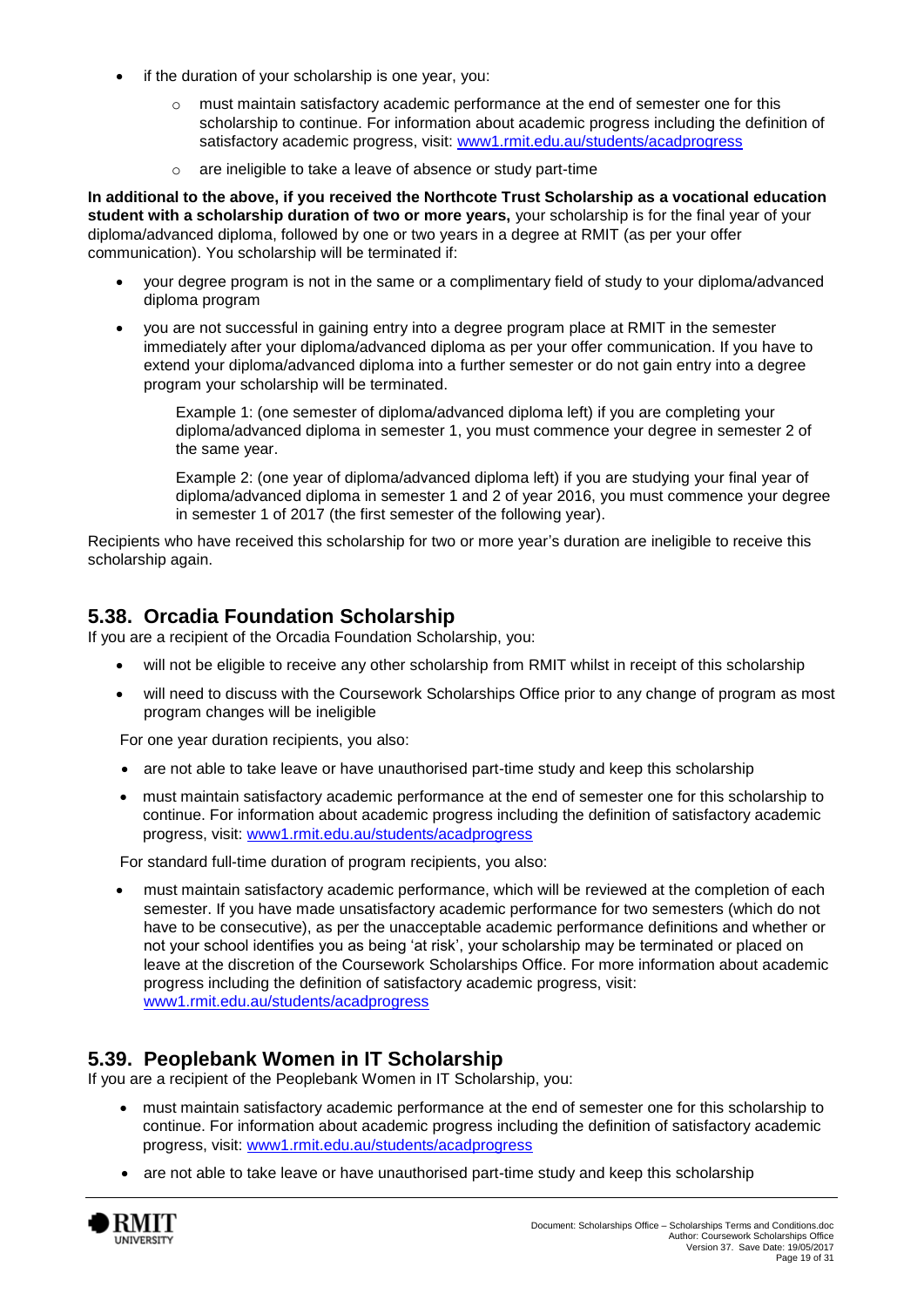- if the duration of your scholarship is one year, you:
    - must maintain satisfactory academic performance at the end of semester one for this scholarship to continue. For information about academic progress including the definition of satisfactory academic progress, visit: [www1.rmit.edu.au/students/acadprogress](www1.rmit.edu.au/students/acadprogress)
    - are ineligible to take a leave of absence or study part-time

**In additional to the above, if you received the Northcote Trust Scholarship as a vocational education student with a scholarship duration of two or more years,** your scholarship is for the final year of your diploma/advanced diploma, followed by one or two years in a degree at RMIT (as per your offer communication). You scholarship will be terminated if:

- your degree program is not in the same or a complimentary field of study to your diploma/advanced diploma program
- you are not successful in gaining entry into a degree program place at RMIT in the semester immediately after your diploma/advanced diploma as per your offer communication. If you have to extend your diploma/advanced diploma into a further semester or do not gain entry into a degree program your scholarship will be terminated.

    Example 1: (one semester of diploma/advanced diploma left) if you are completing your diploma/advanced diploma in semester 1, you must commence your degree in semester 2 of the same year.

    Example 2: (one year of diploma/advanced diploma left) if you are studying your final year of diploma/advanced diploma in semester 1 and 2 of year 2016, you must commence your degree in semester 1 of 2017 (the first semester of the following year).

Recipients who have received this scholarship for two or more year's duration are ineligible to receive this scholarship again.

## 5.38. Orcadia Foundation Scholarship

If you are a recipient of the Orcadia Foundation Scholarship, you:

- will not be eligible to receive any other scholarship from RMIT whilst in receipt of this scholarship
- will need to discuss with the Coursework Scholarships Office prior to any change of program as most program changes will be ineligible

For one year duration recipients, you also:

- are not able to take leave or have unauthorised part-time study and keep this scholarship
- must maintain satisfactory academic performance at the end of semester one for this scholarship to continue. For information about academic progress including the definition of satisfactory academic progress, visit: [www1.rmit.edu.au/students/acadprogress](www1.rmit.edu.au/students/acadprogress)

For standard full-time duration of program recipients, you also:

- must maintain satisfactory academic performance, which will be reviewed at the completion of each semester. If you have made unsatisfactory academic performance for two semesters (which do not have to be consecutive), as per the unacceptable academic performance definitions and whether or not your school identifies you as being 'at risk', your scholarship may be terminated or placed on leave at the discretion of the Coursework Scholarships Office. For more information about academic progress including the definition of satisfactory academic progress, visit: [www1.rmit.edu.au/students/acadprogress](www1.rmit.edu.au/students/acadprogress)

## 5.39. Peoplebank Women in IT Scholarship

If you are a recipient of the Peoplebank Women in IT Scholarship, you:

- must maintain satisfactory academic performance at the end of semester one for this scholarship to continue. For information about academic progress including the definition of satisfactory academic progress, visit: [www1.rmit.edu.au/students/acadprogress](www1.rmit.edu.au/students/acadprogress)
- are not able to take leave or have unauthorised part-time study and keep this scholarship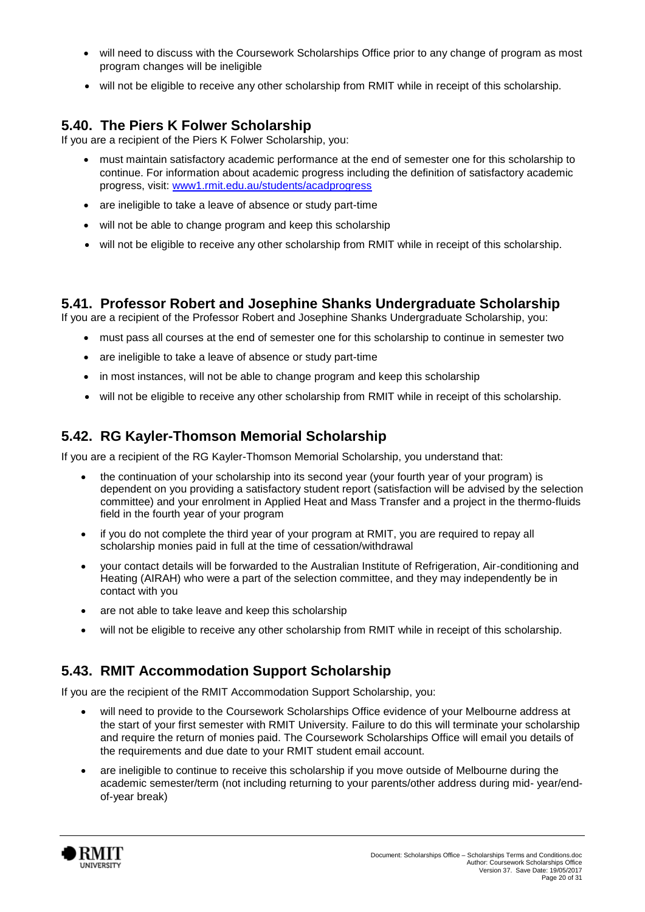- will need to discuss with the Coursework Scholarships Office prior to any change of program as most program changes will be ineligible
- will not be eligible to receive any other scholarship from RMIT while in receipt of this scholarship.

## 5.40. The Piers K Folwer Scholarship

If you are a recipient of the Piers K Folwer Scholarship, you:

- must maintain satisfactory academic performance at the end of semester one for this scholarship to continue. For information about academic progress including the definition of satisfactory academic progress, visit: [www1.rmit.edu.au/students/acadprogress](www1.rmit.edu.au/students/acadprogress)
- are ineligible to take a leave of absence or study part-time
- will not be able to change program and keep this scholarship
- will not be eligible to receive any other scholarship from RMIT while in receipt of this scholarship.

## 5.41. Professor Robert and Josephine Shanks Undergraduate Scholarship

If you are a recipient of the Professor Robert and Josephine Shanks Undergraduate Scholarship, you:

- must pass all courses at the end of semester one for this scholarship to continue in semester two
- are ineligible to take a leave of absence or study part-time
- in most instances, will not be able to change program and keep this scholarship
- will not be eligible to receive any other scholarship from RMIT while in receipt of this scholarship.

## 5.42. RG Kayler-Thomson Memorial Scholarship

If you are a recipient of the RG Kayler-Thomson Memorial Scholarship, you understand that:

- the continuation of your scholarship into its second year (your fourth year of your program) is dependent on you providing a satisfactory student report (satisfaction will be advised by the selection committee) and your enrolment in Applied Heat and Mass Transfer and a project in the thermo-fluids field in the fourth year of your program
- if you do not complete the third year of your program at RMIT, you are required to repay all scholarship monies paid in full at the time of cessation/withdrawal
- your contact details will be forwarded to the Australian Institute of Refrigeration, Air-conditioning and Heating (AIRAH) who were a part of the selection committee, and they may independently be in contact with you
- are not able to take leave and keep this scholarship
- will not be eligible to receive any other scholarship from RMIT while in receipt of this scholarship.

## 5.43. RMIT Accommodation Support Scholarship

If you are the recipient of the RMIT Accommodation Support Scholarship, you:

- will need to provide to the Coursework Scholarships Office evidence of your Melbourne address at the start of your first semester with RMIT University. Failure to do this will terminate your scholarship and require the return of monies paid. The Coursework Scholarships Office will email you details of the requirements and due date to your RMIT student email account.
- are ineligible to continue to receive this scholarship if you move outside of Melbourne during the academic semester/term (not including returning to your parents/other address during mid- year/end-of-year break)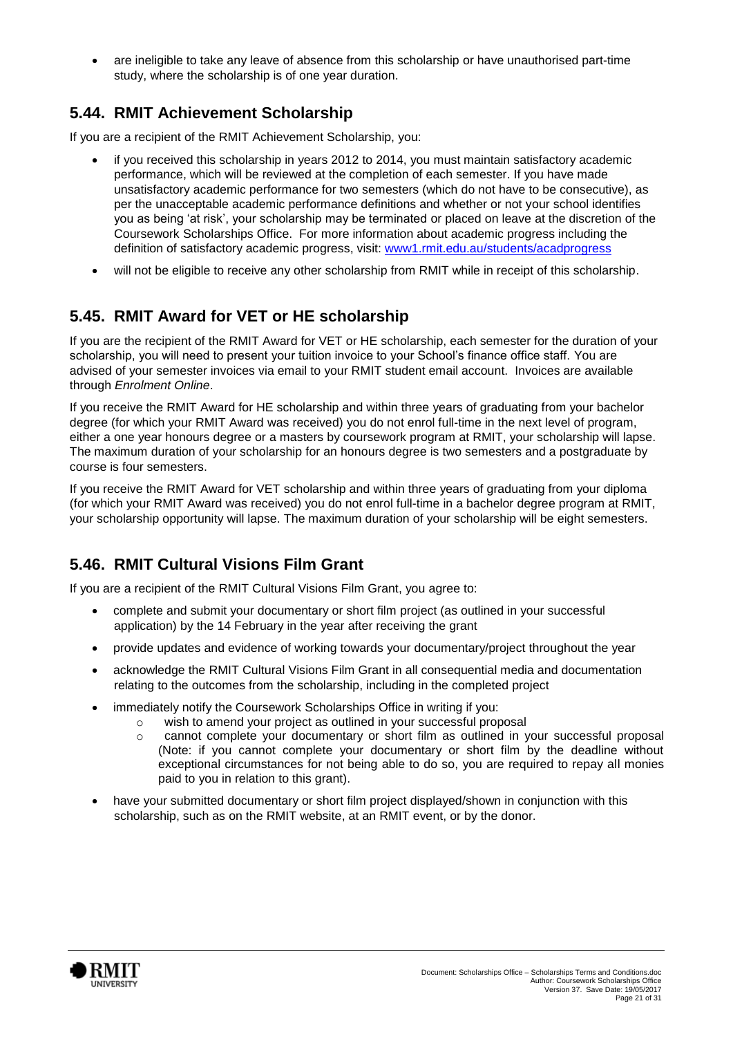- are ineligible to take any leave of absence from this scholarship or have unauthorised part-time study, where the scholarship is of one year duration.

## 5.44. RMIT Achievement Scholarship

If you are a recipient of the RMIT Achievement Scholarship, you:

- if you received this scholarship in years 2012 to 2014, you must maintain satisfactory academic performance, which will be reviewed at the completion of each semester. If you have made unsatisfactory academic performance for two semesters (which do not have to be consecutive), as per the unacceptable academic performance definitions and whether or not your school identifies you as being 'at risk', your scholarship may be terminated or placed on leave at the discretion of the Coursework Scholarships Office. For more information about academic progress including the definition of satisfactory academic progress, visit: [www1.rmit.edu.au/students/acadprogress](www1.rmit.edu.au/students/acadprogress)
- will not be eligible to receive any other scholarship from RMIT while in receipt of this scholarship.

## 5.45. RMIT Award for VET or HE scholarship

If you are the recipient of the RMIT Award for VET or HE scholarship, each semester for the duration of your scholarship, you will need to present your tuition invoice to your School's finance office staff. You are advised of your semester invoices via email to your RMIT student email account. Invoices are available through *Enrolment Online*.

If you receive the RMIT Award for HE scholarship and within three years of graduating from your bachelor degree (for which your RMIT Award was received) you do not enrol full-time in the next level of program, either a one year honours degree or a masters by coursework program at RMIT, your scholarship will lapse. The maximum duration of your scholarship for an honours degree is two semesters and a postgraduate by course is four semesters.

If you receive the RMIT Award for VET scholarship and within three years of graduating from your diploma (for which your RMIT Award was received) you do not enrol full-time in a bachelor degree program at RMIT, your scholarship opportunity will lapse. The maximum duration of your scholarship will be eight semesters.

## 5.46. RMIT Cultural Visions Film Grant

If you are a recipient of the RMIT Cultural Visions Film Grant, you agree to:

- complete and submit your documentary or short film project (as outlined in your successful application) by the 14 February in the year after receiving the grant
- provide updates and evidence of working towards your documentary/project throughout the year
- acknowledge the RMIT Cultural Visions Film Grant in all consequential media and documentation relating to the outcomes from the scholarship, including in the completed project
- immediately notify the Coursework Scholarships Office in writing if you:
  - wish to amend your project as outlined in your successful proposal
  - cannot complete your documentary or short film as outlined in your successful proposal (Note: if you cannot complete your documentary or short film by the deadline without exceptional circumstances for not being able to do so, you are required to repay all monies paid to you in relation to this grant).
- have your submitted documentary or short film project displayed/shown in conjunction with this scholarship, such as on the RMIT website, at an RMIT event, or by the donor.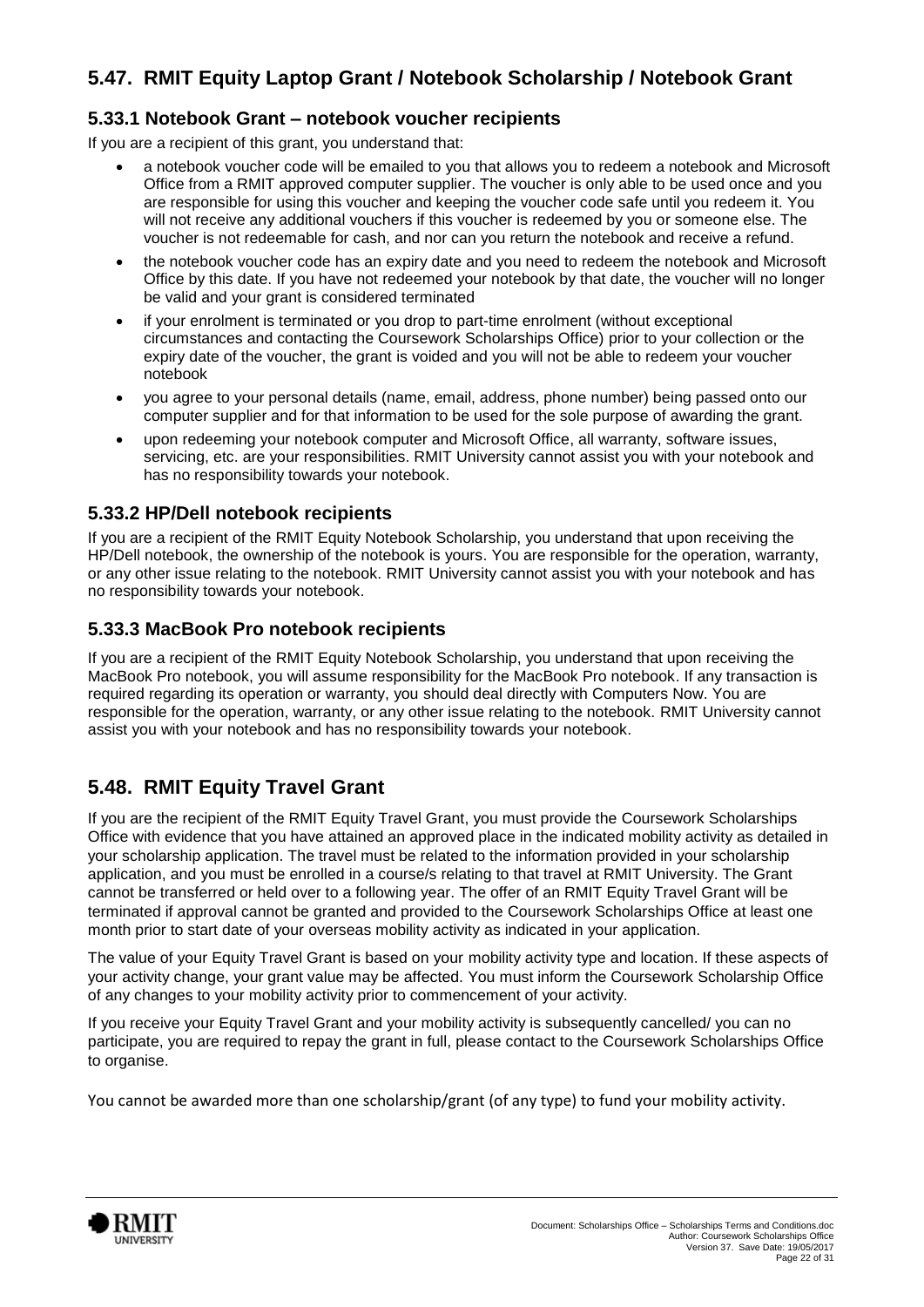## 5.47. RMIT Equity Laptop Grant / Notebook Scholarship / Notebook Grant

### 5.33.1 Notebook Grant – notebook voucher recipients

If you are a recipient of this grant, you understand that:

- a notebook voucher code will be emailed to you that allows you to redeem a notebook and Microsoft Office from a RMIT approved computer supplier. The voucher is only able to be used once and you are responsible for using this voucher and keeping the voucher code safe until you redeem it. You will not receive any additional vouchers if this voucher is redeemed by you or someone else. The voucher is not redeemable for cash, and nor can you return the notebook and receive a refund.
- the notebook voucher code has an expiry date and you need to redeem the notebook and Microsoft Office by this date. If you have not redeemed your notebook by that date, the voucher will no longer be valid and your grant is considered terminated
- if your enrolment is terminated or you drop to part-time enrolment (without exceptional circumstances and contacting the Coursework Scholarships Office) prior to your collection or the expiry date of the voucher, the grant is voided and you will not be able to redeem your voucher notebook
- you agree to your personal details (name, email, address, phone number) being passed onto our computer supplier and for that information to be used for the sole purpose of awarding the grant.
- upon redeeming your notebook computer and Microsoft Office, all warranty, software issues, servicing, etc. are your responsibilities. RMIT University cannot assist you with your notebook and has no responsibility towards your notebook.

### 5.33.2 HP/Dell notebook recipients

If you are a recipient of the RMIT Equity Notebook Scholarship, you understand that upon receiving the HP/Dell notebook, the ownership of the notebook is yours. You are responsible for the operation, warranty, or any other issue relating to the notebook. RMIT University cannot assist you with your notebook and has no responsibility towards your notebook.

### 5.33.3 MacBook Pro notebook recipients

If you are a recipient of the RMIT Equity Notebook Scholarship, you understand that upon receiving the MacBook Pro notebook, you will assume responsibility for the MacBook Pro notebook. If any transaction is required regarding its operation or warranty, you should deal directly with Computers Now. You are responsible for the operation, warranty, or any other issue relating to the notebook. RMIT University cannot assist you with your notebook and has no responsibility towards your notebook.

## 5.48. RMIT Equity Travel Grant

If you are the recipient of the RMIT Equity Travel Grant, you must provide the Coursework Scholarships Office with evidence that you have attained an approved place in the indicated mobility activity as detailed in your scholarship application. The travel must be related to the information provided in your scholarship application, and you must be enrolled in a course/s relating to that travel at RMIT University. The Grant cannot be transferred or held over to a following year. The offer of an RMIT Equity Travel Grant will be terminated if approval cannot be granted and provided to the Coursework Scholarships Office at least one month prior to start date of your overseas mobility activity as indicated in your application.

The value of your Equity Travel Grant is based on your mobility activity type and location. If these aspects of your activity change, your grant value may be affected. You must inform the Coursework Scholarship Office of any changes to your mobility activity prior to commencement of your activity.

If you receive your Equity Travel Grant and your mobility activity is subsequently cancelled/ you can no participate, you are required to repay the grant in full, please contact to the Coursework Scholarships Office to organise.

You cannot be awarded more than one scholarship/grant (of any type) to fund your mobility activity.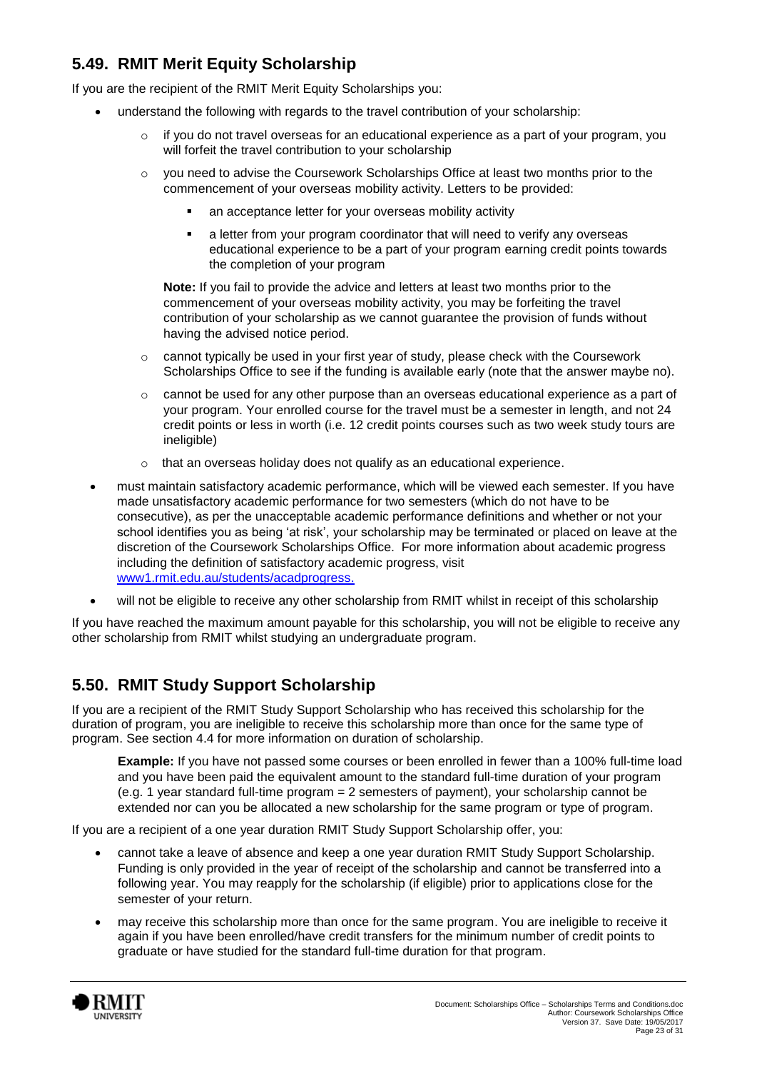## 5.49. RMIT Merit Equity Scholarship

If you are the recipient of the RMIT Merit Equity Scholarships you:

- understand the following with regards to the travel contribution of your scholarship:
  - if you do not travel overseas for an educational experience as a part of your program, you will forfeit the travel contribution to your scholarship
  - you need to advise the Coursework Scholarships Office at least two months prior to the commencement of your overseas mobility activity. Letters to be provided:
    - an acceptance letter for your overseas mobility activity
    - a letter from your program coordinator that will need to verify any overseas educational experience to be a part of your program earning credit points towards the completion of your program

    **Note:** If you fail to provide the advice and letters at least two months prior to the commencement of your overseas mobility activity, you may be forfeiting the travel contribution of your scholarship as we cannot guarantee the provision of funds without having the advised notice period.
  - cannot typically be used in your first year of study, please check with the Coursework Scholarships Office to see if the funding is available early (note that the answer maybe no).
  - cannot be used for any other purpose than an overseas educational experience as a part of your program. Your enrolled course for the travel must be a semester in length, and not 24 credit points or less in worth (i.e. 12 credit points courses such as two week study tours are ineligible)
  - that an overseas holiday does not qualify as an educational experience.
- must maintain satisfactory academic performance, which will be viewed each semester. If you have made unsatisfactory academic performance for two semesters (which do not have to be consecutive), as per the unacceptable academic performance definitions and whether or not your school identifies you as being 'at risk', your scholarship may be terminated or placed on leave at the discretion of the Coursework Scholarships Office. For more information about academic progress including the definition of satisfactory academic progress, visit www1.rmit.edu.au/students/acadprogress.
- will not be eligible to receive any other scholarship from RMIT whilst in receipt of this scholarship

If you have reached the maximum amount payable for this scholarship, you will not be eligible to receive any other scholarship from RMIT whilst studying an undergraduate program.

## 5.50. RMIT Study Support Scholarship

If you are a recipient of the RMIT Study Support Scholarship who has received this scholarship for the duration of program, you are ineligible to receive this scholarship more than once for the same type of program. See section 4.4 for more information on duration of scholarship.

> **Example:** If you have not passed some courses or been enrolled in fewer than a 100% full-time load and you have been paid the equivalent amount to the standard full-time duration of your program (e.g. 1 year standard full-time program = 2 semesters of payment), your scholarship cannot be extended nor can you be allocated a new scholarship for the same program or type of program.

If you are a recipient of a one year duration RMIT Study Support Scholarship offer, you:

- cannot take a leave of absence and keep a one year duration RMIT Study Support Scholarship. Funding is only provided in the year of receipt of the scholarship and cannot be transferred into a following year. You may reapply for the scholarship (if eligible) prior to applications close for the semester of your return.
- may receive this scholarship more than once for the same program. You are ineligible to receive it again if you have been enrolled/have credit transfers for the minimum number of credit points to graduate or have studied for the standard full-time duration for that program.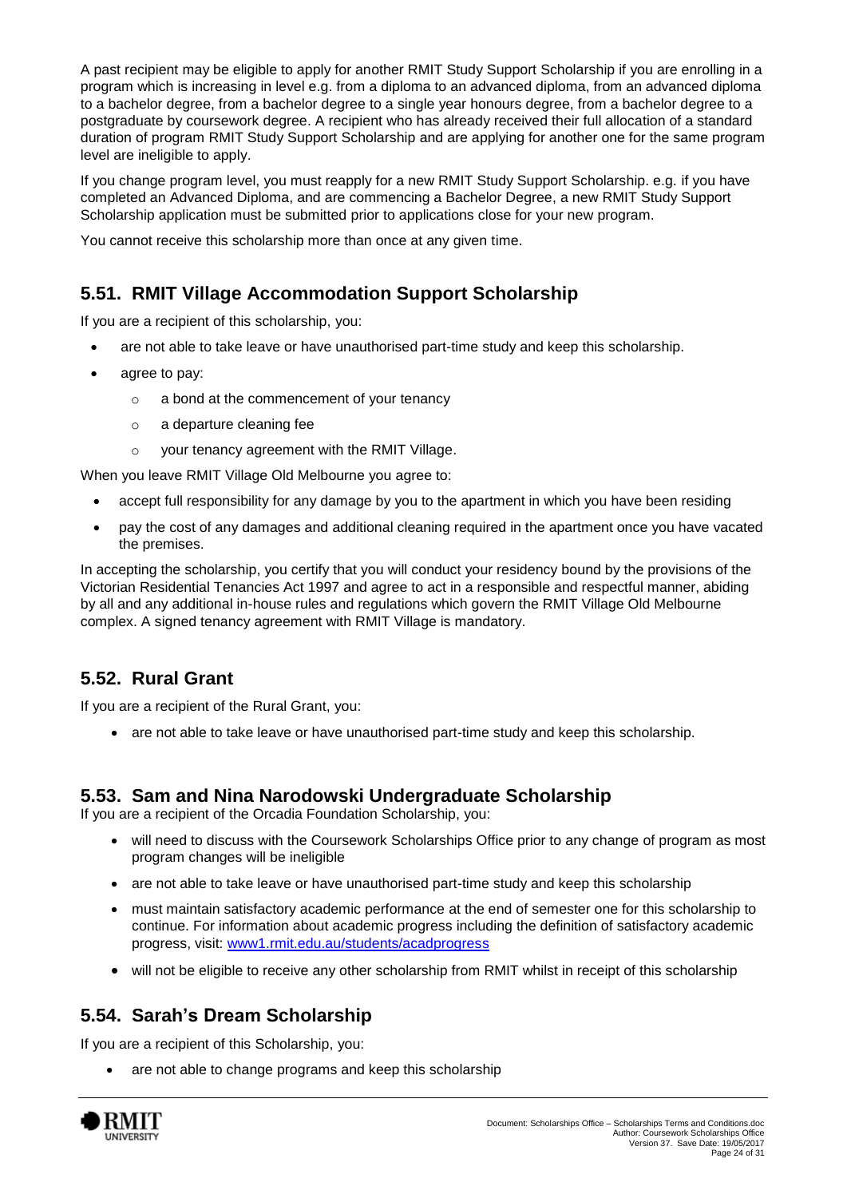A past recipient may be eligible to apply for another RMIT Study Support Scholarship if you are enrolling in a program which is increasing in level e.g. from a diploma to an advanced diploma, from an advanced diploma to a bachelor degree, from a bachelor degree to a single year honours degree, from a bachelor degree to a postgraduate by coursework degree. A recipient who has already received their full allocation of a standard duration of program RMIT Study Support Scholarship and are applying for another one for the same program level are ineligible to apply.

If you change program level, you must reapply for a new RMIT Study Support Scholarship. e.g. if you have completed an Advanced Diploma, and are commencing a Bachelor Degree, a new RMIT Study Support Scholarship application must be submitted prior to applications close for your new program.

You cannot receive this scholarship more than once at any given time.

## 5.51. RMIT Village Accommodation Support Scholarship

If you are a recipient of this scholarship, you:

- are not able to take leave or have unauthorised part-time study and keep this scholarship.
- agree to pay:
  - a bond at the commencement of your tenancy
  - a departure cleaning fee
  - your tenancy agreement with the RMIT Village.

When you leave RMIT Village Old Melbourne you agree to:

- accept full responsibility for any damage by you to the apartment in which you have been residing
- pay the cost of any damages and additional cleaning required in the apartment once you have vacated the premises.

In accepting the scholarship, you certify that you will conduct your residency bound by the provisions of the Victorian Residential Tenancies Act 1997 and agree to act in a responsible and respectful manner, abiding by all and any additional in-house rules and regulations which govern the RMIT Village Old Melbourne complex. A signed tenancy agreement with RMIT Village is mandatory.

## 5.52. Rural Grant

If you are a recipient of the Rural Grant, you:

- are not able to take leave or have unauthorised part-time study and keep this scholarship.

## 5.53. Sam and Nina Narodowski Undergraduate Scholarship

If you are a recipient of the Orcadia Foundation Scholarship, you:

- will need to discuss with the Coursework Scholarships Office prior to any change of program as most program changes will be ineligible
- are not able to take leave or have unauthorised part-time study and keep this scholarship
- must maintain satisfactory academic performance at the end of semester one for this scholarship to continue. For information about academic progress including the definition of satisfactory academic progress, visit: www1.rmit.edu.au/students/acadprogress
- will not be eligible to receive any other scholarship from RMIT whilst in receipt of this scholarship

## 5.54. Sarah's Dream Scholarship

If you are a recipient of this Scholarship, you:

- are not able to change programs and keep this scholarship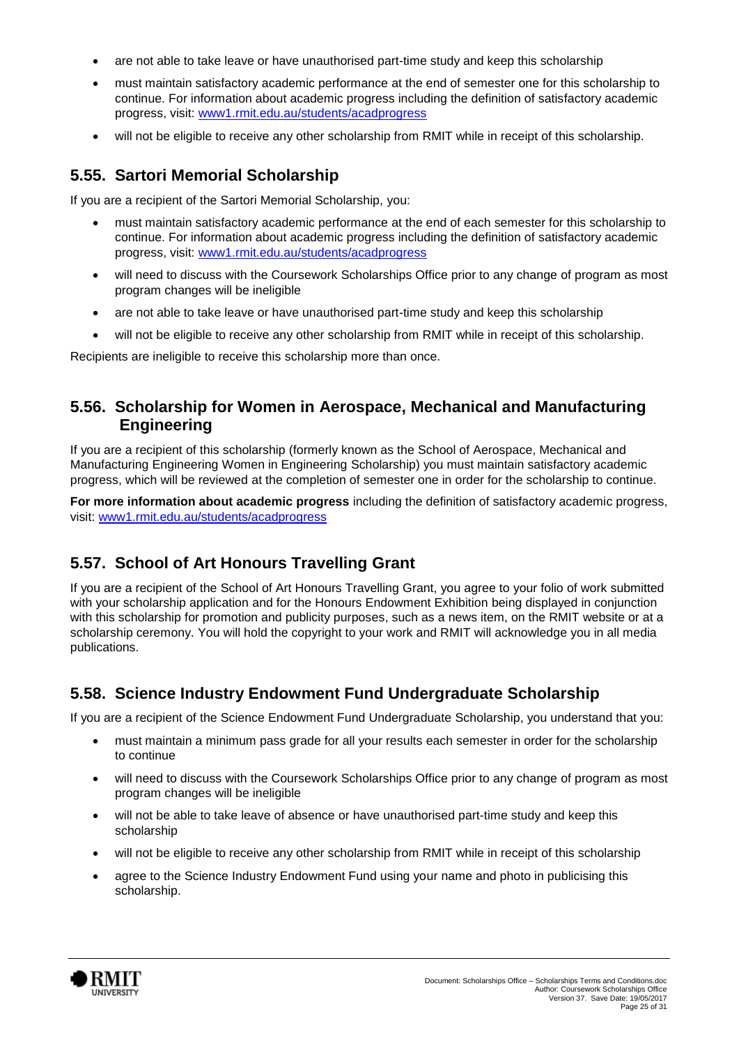- are not able to take leave or have unauthorised part-time study and keep this scholarship
- must maintain satisfactory academic performance at the end of semester one for this scholarship to continue. For information about academic progress including the definition of satisfactory academic progress, visit: www1.rmit.edu.au/students/acadprogress
- will not be eligible to receive any other scholarship from RMIT while in receipt of this scholarship.

## 5.55. Sartori Memorial Scholarship

If you are a recipient of the Sartori Memorial Scholarship, you:

- must maintain satisfactory academic performance at the end of each semester for this scholarship to continue. For information about academic progress including the definition of satisfactory academic progress, visit: www1.rmit.edu.au/students/acadprogress
- will need to discuss with the Coursework Scholarships Office prior to any change of program as most program changes will be ineligible
- are not able to take leave or have unauthorised part-time study and keep this scholarship
- will not be eligible to receive any other scholarship from RMIT while in receipt of this scholarship.

Recipients are ineligible to receive this scholarship more than once.

## 5.56. Scholarship for Women in Aerospace, Mechanical and Manufacturing Engineering

If you are a recipient of this scholarship (formerly known as the School of Aerospace, Mechanical and Manufacturing Engineering Women in Engineering Scholarship) you must maintain satisfactory academic progress, which will be reviewed at the completion of semester one in order for the scholarship to continue.

**For more information about academic progress** including the definition of satisfactory academic progress, visit: www1.rmit.edu.au/students/acadprogress

## 5.57. School of Art Honours Travelling Grant

If you are a recipient of the School of Art Honours Travelling Grant, you agree to your folio of work submitted with your scholarship application and for the Honours Endowment Exhibition being displayed in conjunction with this scholarship for promotion and publicity purposes, such as a news item, on the RMIT website or at a scholarship ceremony. You will hold the copyright to your work and RMIT will acknowledge you in all media publications.

## 5.58. Science Industry Endowment Fund Undergraduate Scholarship

If you are a recipient of the Science Endowment Fund Undergraduate Scholarship, you understand that you:

- must maintain a minimum pass grade for all your results each semester in order for the scholarship to continue
- will need to discuss with the Coursework Scholarships Office prior to any change of program as most program changes will be ineligible
- will not be able to take leave of absence or have unauthorised part-time study and keep this scholarship
- will not be eligible to receive any other scholarship from RMIT while in receipt of this scholarship
- agree to the Science Industry Endowment Fund using your name and photo in publicising this scholarship.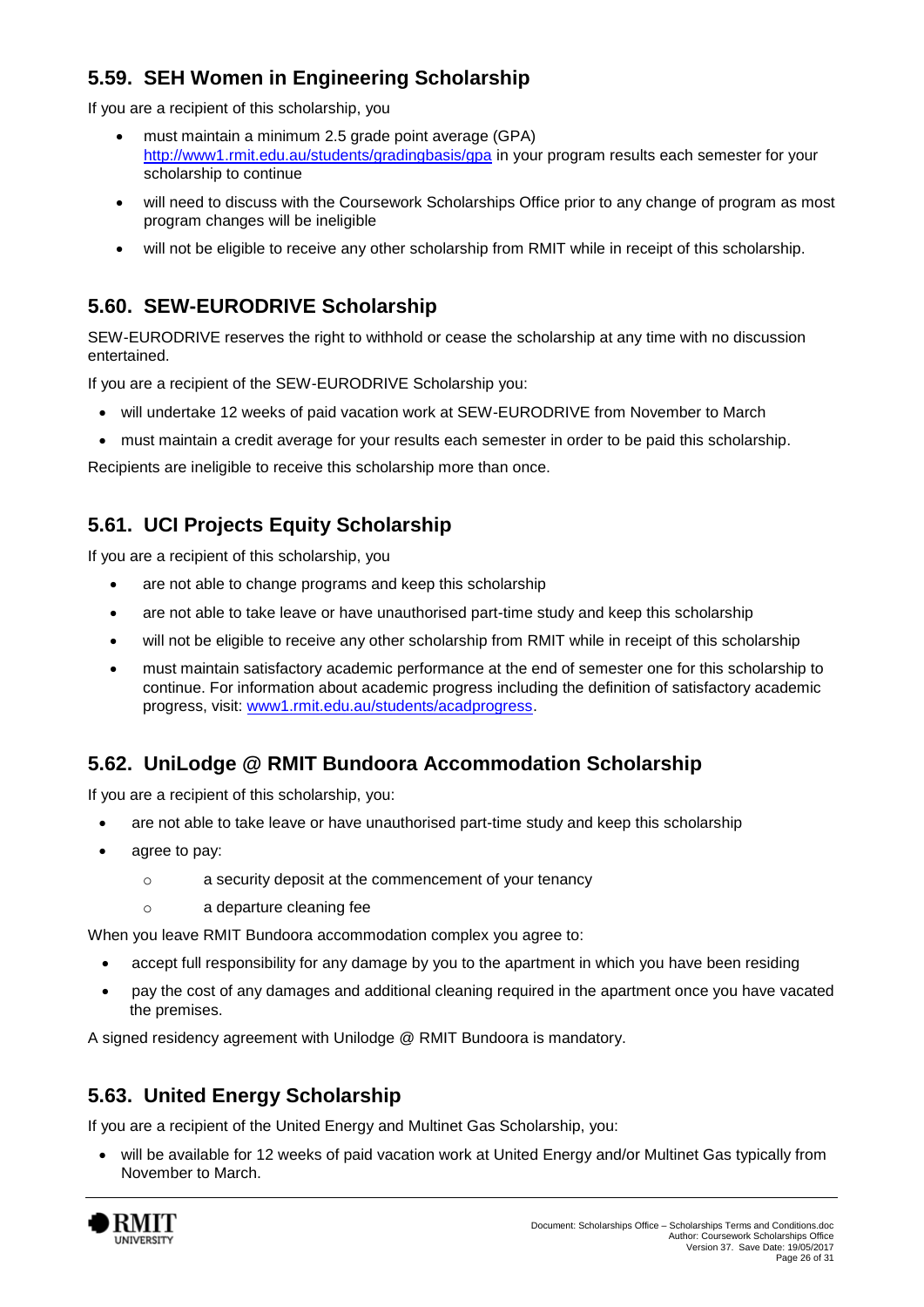## 5.59. SEH Women in Engineering Scholarship

If you are a recipient of this scholarship, you

- must maintain a minimum 2.5 grade point average (GPA) http://www1.rmit.edu.au/students/gradingbasis/gpa in your program results each semester for your scholarship to continue
- will need to discuss with the Coursework Scholarships Office prior to any change of program as most program changes will be ineligible
- will not be eligible to receive any other scholarship from RMIT while in receipt of this scholarship.

## 5.60. SEW-EURODRIVE Scholarship

SEW-EURODRIVE reserves the right to withhold or cease the scholarship at any time with no discussion entertained.

If you are a recipient of the SEW-EURODRIVE Scholarship you:

- will undertake 12 weeks of paid vacation work at SEW-EURODRIVE from November to March
- must maintain a credit average for your results each semester in order to be paid this scholarship.

Recipients are ineligible to receive this scholarship more than once.

## 5.61. UCI Projects Equity Scholarship

If you are a recipient of this scholarship, you

- are not able to change programs and keep this scholarship
- are not able to take leave or have unauthorised part-time study and keep this scholarship
- will not be eligible to receive any other scholarship from RMIT while in receipt of this scholarship
- must maintain satisfactory academic performance at the end of semester one for this scholarship to continue. For information about academic progress including the definition of satisfactory academic progress, visit: www1.rmit.edu.au/students/acadprogress.

## 5.62. UniLodge @ RMIT Bundoora Accommodation Scholarship

If you are a recipient of this scholarship, you:

- are not able to take leave or have unauthorised part-time study and keep this scholarship
- agree to pay:
  - a security deposit at the commencement of your tenancy
  - a departure cleaning fee

When you leave RMIT Bundoora accommodation complex you agree to:

- accept full responsibility for any damage by you to the apartment in which you have been residing
- pay the cost of any damages and additional cleaning required in the apartment once you have vacated the premises.

A signed residency agreement with Unilodge @ RMIT Bundoora is mandatory.

## 5.63. United Energy Scholarship

If you are a recipient of the United Energy and Multinet Gas Scholarship, you:

- will be available for 12 weeks of paid vacation work at United Energy and/or Multinet Gas typically from November to March.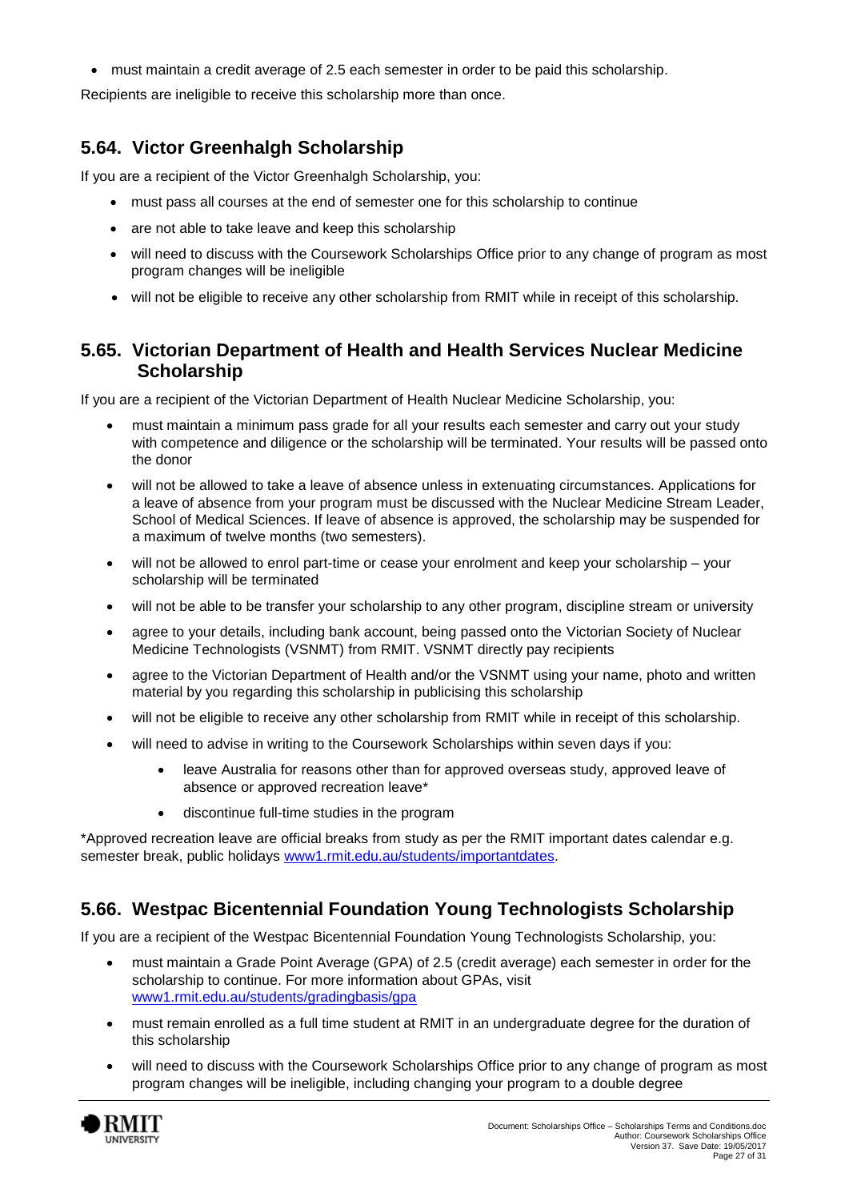- must maintain a credit average of 2.5 each semester in order to be paid this scholarship.

Recipients are ineligible to receive this scholarship more than once.

## 5.64. Victor Greenhalgh Scholarship

If you are a recipient of the Victor Greenhalgh Scholarship, you:

- must pass all courses at the end of semester one for this scholarship to continue
- are not able to take leave and keep this scholarship
- will need to discuss with the Coursework Scholarships Office prior to any change of program as most program changes will be ineligible
- will not be eligible to receive any other scholarship from RMIT while in receipt of this scholarship.

## 5.65. Victorian Department of Health and Health Services Nuclear Medicine Scholarship

If you are a recipient of the Victorian Department of Health Nuclear Medicine Scholarship, you:

- must maintain a minimum pass grade for all your results each semester and carry out your study with competence and diligence or the scholarship will be terminated. Your results will be passed onto the donor
- will not be allowed to take a leave of absence unless in extenuating circumstances. Applications for a leave of absence from your program must be discussed with the Nuclear Medicine Stream Leader, School of Medical Sciences. If leave of absence is approved, the scholarship may be suspended for a maximum of twelve months (two semesters).
- will not be allowed to enrol part-time or cease your enrolment and keep your scholarship – your scholarship will be terminated
- will not be able to be transfer your scholarship to any other program, discipline stream or university
- agree to your details, including bank account, being passed onto the Victorian Society of Nuclear Medicine Technologists (VSNMT) from RMIT. VSNMT directly pay recipients
- agree to the Victorian Department of Health and/or the VSNMT using your name, photo and written material by you regarding this scholarship in publicising this scholarship
- will not be eligible to receive any other scholarship from RMIT while in receipt of this scholarship.
- will need to advise in writing to the Coursework Scholarships within seven days if you:
    - leave Australia for reasons other than for approved overseas study, approved leave of absence or approved recreation leave*
    - discontinue full-time studies in the program

*Approved recreation leave are official breaks from study as per the RMIT important dates calendar e.g. semester break, public holidays www1.rmit.edu.au/students/importantdates.

## 5.66. Westpac Bicentennial Foundation Young Technologists Scholarship

If you are a recipient of the Westpac Bicentennial Foundation Young Technologists Scholarship, you:

- must maintain a Grade Point Average (GPA) of 2.5 (credit average) each semester in order for the scholarship to continue. For more information about GPAs, visit www1.rmit.edu.au/students/gradingbasis/gpa
- must remain enrolled as a full time student at RMIT in an undergraduate degree for the duration of this scholarship
- will need to discuss with the Coursework Scholarships Office prior to any change of program as most program changes will be ineligible, including changing your program to a double degree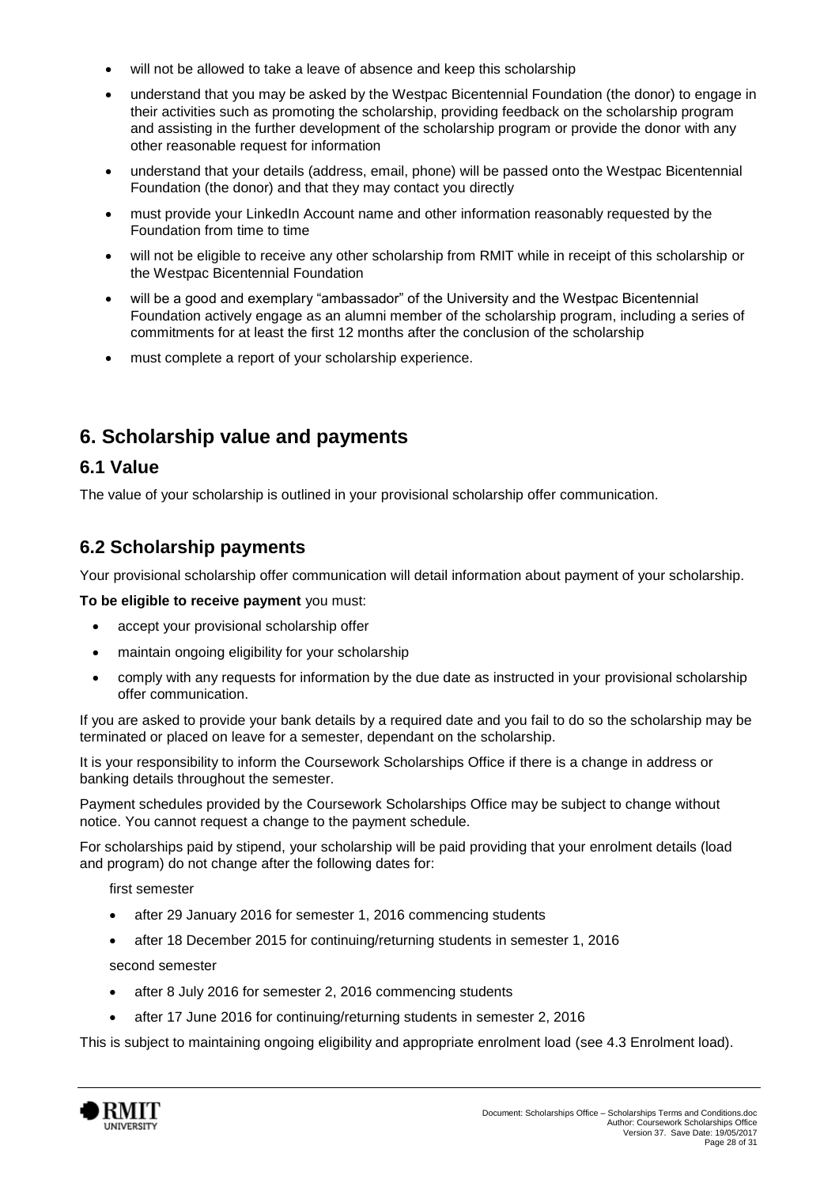- will not be allowed to take a leave of absence and keep this scholarship
- understand that you may be asked by the Westpac Bicentennial Foundation (the donor) to engage in their activities such as promoting the scholarship, providing feedback on the scholarship program and assisting in the further development of the scholarship program or provide the donor with any other reasonable request for information
- understand that your details (address, email, phone) will be passed onto the Westpac Bicentennial Foundation (the donor) and that they may contact you directly
- must provide your LinkedIn Account name and other information reasonably requested by the Foundation from time to time
- will not be eligible to receive any other scholarship from RMIT while in receipt of this scholarship or the Westpac Bicentennial Foundation
- will be a good and exemplary "ambassador" of the University and the Westpac Bicentennial Foundation actively engage as an alumni member of the scholarship program, including a series of commitments for at least the first 12 months after the conclusion of the scholarship
- must complete a report of your scholarship experience.

## 6. Scholarship value and payments

### 6.1 Value

The value of your scholarship is outlined in your provisional scholarship offer communication.

### 6.2 Scholarship payments

Your provisional scholarship offer communication will detail information about payment of your scholarship.

**To be eligible to receive payment** you must:

- accept your provisional scholarship offer
- maintain ongoing eligibility for your scholarship
- comply with any requests for information by the due date as instructed in your provisional scholarship offer communication.

If you are asked to provide your bank details by a required date and you fail to do so the scholarship may be terminated or placed on leave for a semester, dependant on the scholarship.

It is your responsibility to inform the Coursework Scholarships Office if there is a change in address or banking details throughout the semester.

Payment schedules provided by the Coursework Scholarships Office may be subject to change without notice. You cannot request a change to the payment schedule.

For scholarships paid by stipend, your scholarship will be paid providing that your enrolment details (load and program) do not change after the following dates for:

first semester

- after 29 January 2016 for semester 1, 2016 commencing students
- after 18 December 2015 for continuing/returning students in semester 1, 2016

second semester

- after 8 July 2016 for semester 2, 2016 commencing students
- after 17 June 2016 for continuing/returning students in semester 2, 2016

This is subject to maintaining ongoing eligibility and appropriate enrolment load (see 4.3 Enrolment load).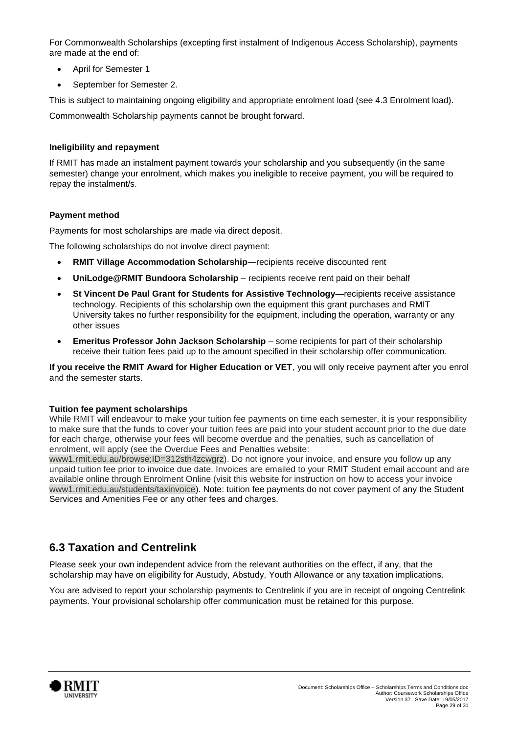For Commonwealth Scholarships (excepting first instalment of Indigenous Access Scholarship), payments are made at the end of:

- April for Semester 1
- September for Semester 2.

This is subject to maintaining ongoing eligibility and appropriate enrolment load (see 4.3 Enrolment load).

Commonwealth Scholarship payments cannot be brought forward.

#### Ineligibility and repayment

If RMIT has made an instalment payment towards your scholarship and you subsequently (in the same semester) change your enrolment, which makes you ineligible to receive payment, you will be required to repay the instalment/s.

#### Payment method

Payments for most scholarships are made via direct deposit.

The following scholarships do not involve direct payment:

- **RMIT Village Accommodation Scholarship**—recipients receive discounted rent
- **UniLodge@RMIT Bundoora Scholarship** – recipients receive rent paid on their behalf
- **St Vincent De Paul Grant for Students for Assistive Technology**—recipients receive assistance technology. Recipients of this scholarship own the equipment this grant purchases and RMIT University takes no further responsibility for the equipment, including the operation, warranty or any other issues
- **Emeritus Professor John Jackson Scholarship** – some recipients for part of their scholarship receive their tuition fees paid up to the amount specified in their scholarship offer communication.

**If you receive the RMIT Award for Higher Education or VET**, you will only receive payment after you enrol and the semester starts.

#### Tuition fee payment scholarships

While RMIT will endeavour to make your tuition fee payments on time each semester, it is your responsibility to make sure that the funds to cover your tuition fees are paid into your student account prior to the due date for each charge, otherwise your fees will become overdue and the penalties, such as cancellation of enrolment, will apply (see the Overdue Fees and Penalties website: www1.rmit.edu.au/browse;ID=312sth4zcwgrz). Do not ignore your invoice, and ensure you follow up any unpaid tuition fee prior to invoice due date. Invoices are emailed to your RMIT Student email account and are available online through Enrolment Online (visit this website for instruction on how to access your invoice www1.rmit.edu.au/students/taxinvoice). Note: tuition fee payments do not cover payment of any the Student Services and Amenities Fee or any other fees and charges.

## 6.3 Taxation and Centrelink

Please seek your own independent advice from the relevant authorities on the effect, if any, that the scholarship may have on eligibility for Austudy, Abstudy, Youth Allowance or any taxation implications.

You are advised to report your scholarship payments to Centrelink if you are in receipt of ongoing Centrelink payments. Your provisional scholarship offer communication must be retained for this purpose.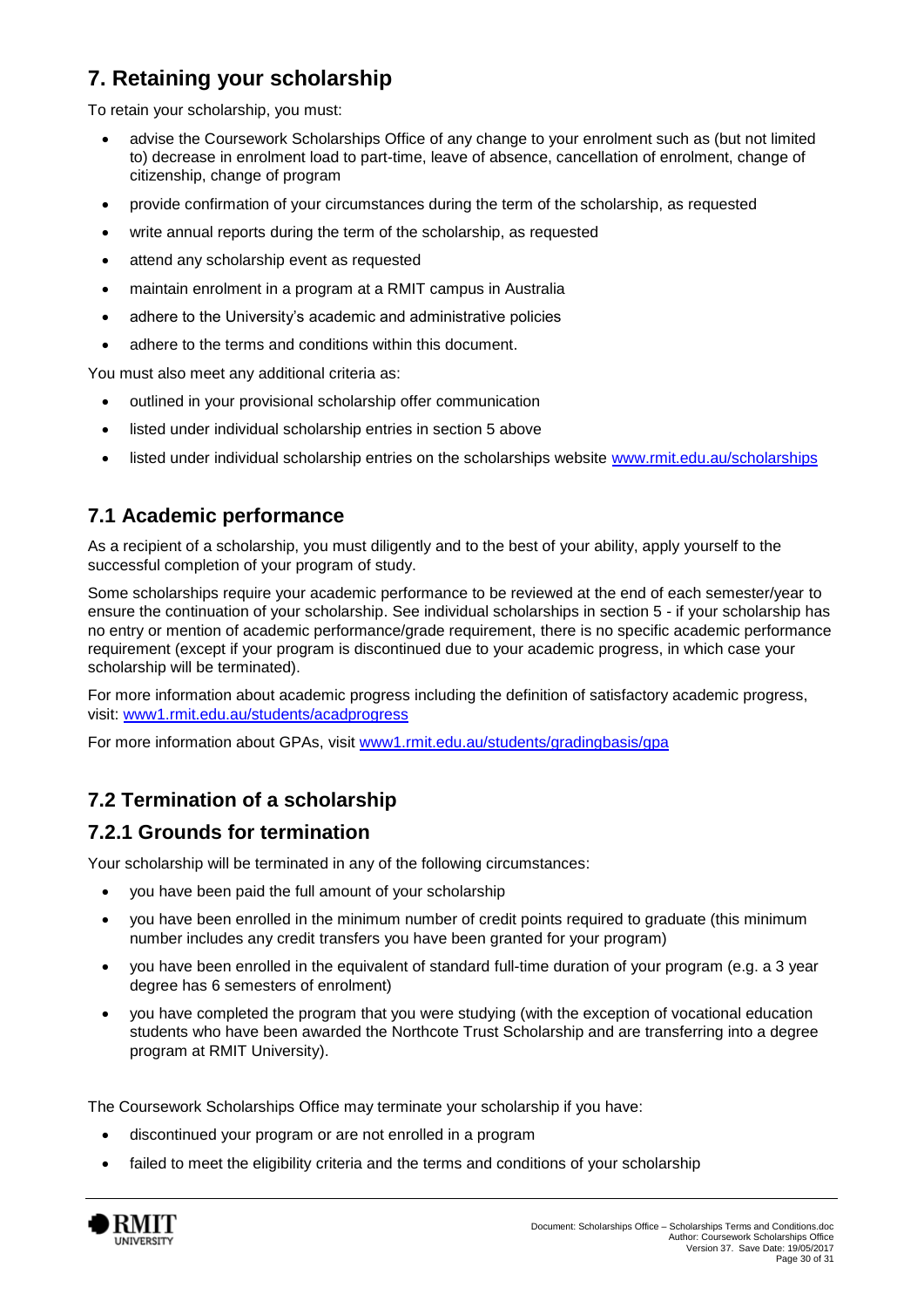# 7. Retaining your scholarship

To retain your scholarship, you must:

- advise the Coursework Scholarships Office of any change to your enrolment such as (but not limited to) decrease in enrolment load to part-time, leave of absence, cancellation of enrolment, change of citizenship, change of program
- provide confirmation of your circumstances during the term of the scholarship, as requested
- write annual reports during the term of the scholarship, as requested
- attend any scholarship event as requested
- maintain enrolment in a program at a RMIT campus in Australia
- adhere to the University's academic and administrative policies
- adhere to the terms and conditions within this document.

You must also meet any additional criteria as:

- outlined in your provisional scholarship offer communication
- listed under individual scholarship entries in section 5 above
- listed under individual scholarship entries on the scholarships website www.rmit.edu.au/scholarships

## 7.1 Academic performance

As a recipient of a scholarship, you must diligently and to the best of your ability, apply yourself to the successful completion of your program of study.

Some scholarships require your academic performance to be reviewed at the end of each semester/year to ensure the continuation of your scholarship. See individual scholarships in section 5 - if your scholarship has no entry or mention of academic performance/grade requirement, there is no specific academic performance requirement (except if your program is discontinued due to your academic progress, in which case your scholarship will be terminated).

For more information about academic progress including the definition of satisfactory academic progress, visit: www1.rmit.edu.au/students/acadprogress

For more information about GPAs, visit www1.rmit.edu.au/students/gradingbasis/gpa

## 7.2 Termination of a scholarship

### 7.2.1 Grounds for termination

Your scholarship will be terminated in any of the following circumstances:

- you have been paid the full amount of your scholarship
- you have been enrolled in the minimum number of credit points required to graduate (this minimum number includes any credit transfers you have been granted for your program)
- you have been enrolled in the equivalent of standard full-time duration of your program (e.g. a 3 year degree has 6 semesters of enrolment)
- you have completed the program that you were studying (with the exception of vocational education students who have been awarded the Northcote Trust Scholarship and are transferring into a degree program at RMIT University).

The Coursework Scholarships Office may terminate your scholarship if you have:

- discontinued your program or are not enrolled in a program
- failed to meet the eligibility criteria and the terms and conditions of your scholarship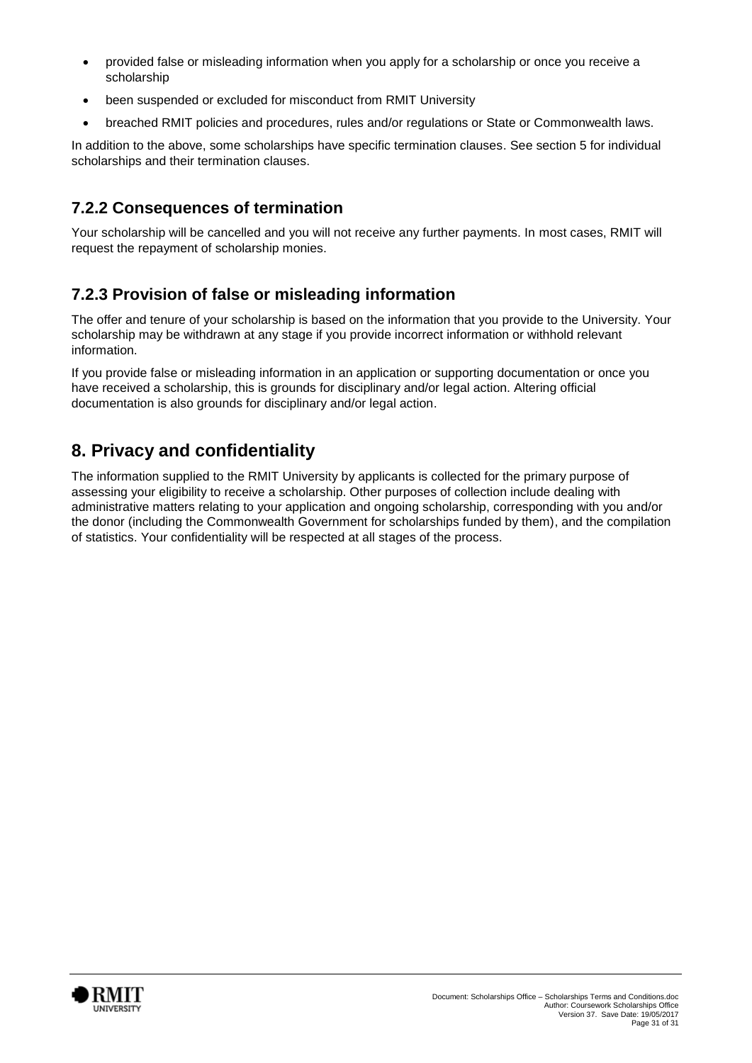- provided false or misleading information when you apply for a scholarship or once you receive a scholarship
- been suspended or excluded for misconduct from RMIT University
- breached RMIT policies and procedures, rules and/or regulations or State or Commonwealth laws.

In addition to the above, some scholarships have specific termination clauses. See section 5 for individual scholarships and their termination clauses.

### 7.2.2 Consequences of termination

Your scholarship will be cancelled and you will not receive any further payments. In most cases, RMIT will request the repayment of scholarship monies.

### 7.2.3 Provision of false or misleading information

The offer and tenure of your scholarship is based on the information that you provide to the University. Your scholarship may be withdrawn at any stage if you provide incorrect information or withhold relevant information.

If you provide false or misleading information in an application or supporting documentation or once you have received a scholarship, this is grounds for disciplinary and/or legal action. Altering official documentation is also grounds for disciplinary and/or legal action.

## 8. Privacy and confidentiality

The information supplied to the RMIT University by applicants is collected for the primary purpose of assessing your eligibility to receive a scholarship. Other purposes of collection include dealing with administrative matters relating to your application and ongoing scholarship, corresponding with you and/or the donor (including the Commonwealth Government for scholarships funded by them), and the compilation of statistics. Your confidentiality will be respected at all stages of the process.